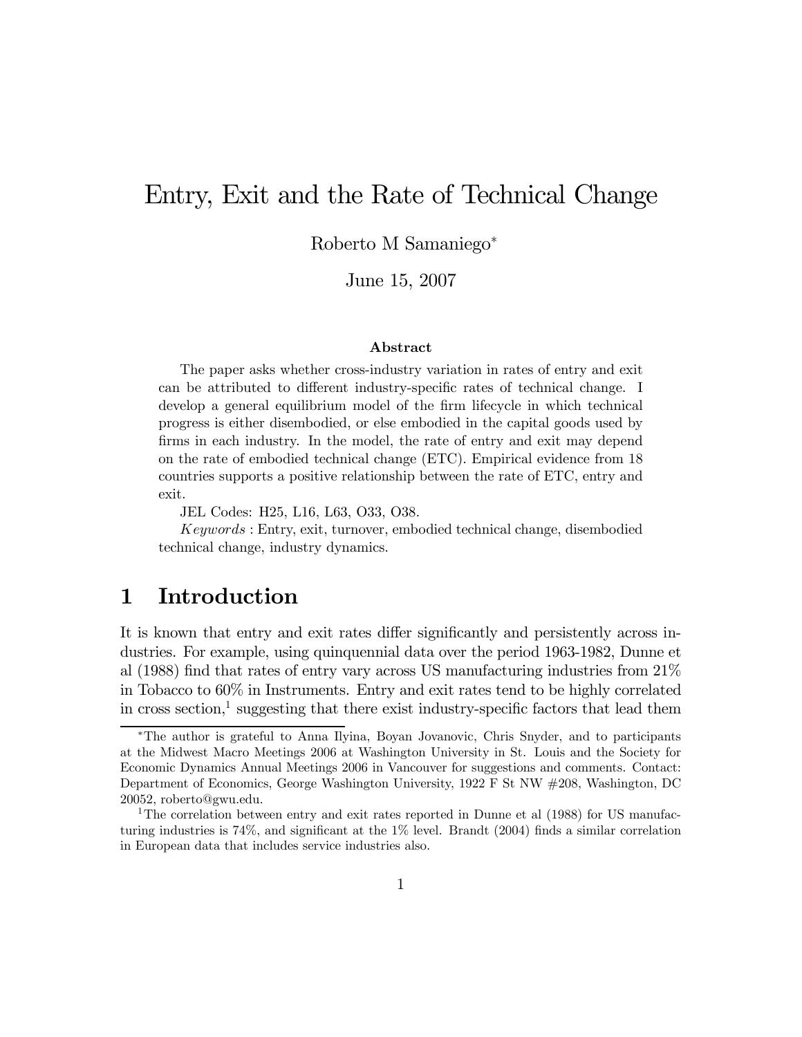# Entry, Exit and the Rate of Technical Change

Roberto M Samaniego*

June 15, 2007

### Abstract

The paper asks whether cross-industry variation in rates of entry and exit can be attributed to different industry-specific rates of technical change. I develop a general equilibrium model of the firm lifecycle in which technical progress is either disembodied, or else embodied in the capital goods used by firms in each industry. In the model, the rate of entry and exit may depend on the rate of embodied technical change (ETC). Empirical evidence from 18 countries supports a positive relationship between the rate of ETC, entry and exit.

JEL Codes: H25, L16, L63, O33, O38.

*Keywords* : Entry, exit, turnover, embodied technical change, disembodied technical change, industry dynamics.

## 1 Introduction

It is known that entry and exit rates differ significantly and persistently across industries. For example, using quinquennial data over the period 1963-1982, Dunne et al (1988) find that rates of entry vary across US manufacturing industries from 21% in Tobacco to 60% in Instruments. Entry and exit rates tend to be highly correlated in cross section,[1] suggesting that there exist industry-specific factors that lead them

---

*The author is grateful to Anna Ilyina, Boyan Jovanovic, Chris Snyder, and to participants at the Midwest Macro Meetings 2006 at Washington University in St. Louis and the Society for Economic Dynamics Annual Meetings 2006 in Vancouver for suggestions and comments. Contact: Department of Economics, George Washington University, 1922 F St NW #208, Washington, DC 20052, roberto@gwu.edu.

[1] The correlation between entry and exit rates reported in Dunne et al (1988) for US manufacturing industries is 74%, and significant at the 1% level. Brandt (2004) finds a similar correlation in European data that includes service industries also.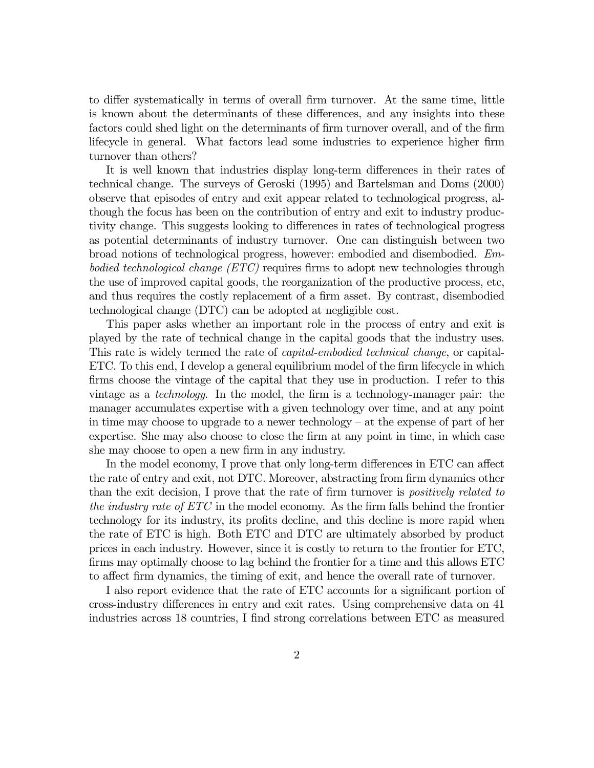to differ systematically in terms of overall firm turnover. At the same time, little is known about the determinants of these differences, and any insights into these factors could shed light on the determinants of firm turnover overall, and of the firm lifecycle in general. What factors lead some industries to experience higher firm turnover than others?

It is well known that industries display long-term differences in their rates of technical change. The surveys of Geroski (1995) and Bartelsman and Doms (2000) observe that episodes of entry and exit appear related to technological progress, although the focus has been on the contribution of entry and exit to industry productivity change. This suggests looking to differences in rates of technological progress as potential determinants of industry turnover. One can distinguish between two broad notions of technological progress, however: embodied and disembodied. *Embodied technological change (ETC)* requires firms to adopt new technologies through the use of improved capital goods, the reorganization of the productive process, etc, and thus requires the costly replacement of a firm asset. By contrast, disembodied technological change (DTC) can be adopted at negligible cost.

This paper asks whether an important role in the process of entry and exit is played by the rate of technical change in the capital goods that the industry uses. This rate is widely termed the rate of *capital-embodied technical change*, or capital-ETC. To this end, I develop a general equilibrium model of the firm lifecycle in which firms choose the vintage of the capital that they use in production. I refer to this vintage as a *technology*. In the model, the firm is a technology-manager pair: the manager accumulates expertise with a given technology over time, and at any point in time may choose to upgrade to a newer technology – at the expense of part of her expertise. She may also choose to close the firm at any point in time, in which case she may choose to open a new firm in any industry.

In the model economy, I prove that only long-term differences in ETC can affect the rate of entry and exit, not DTC. Moreover, abstracting from firm dynamics other than the exit decision, I prove that the rate of firm turnover is *positively related to the industry rate of ETC* in the model economy. As the firm falls behind the frontier technology for its industry, its profits decline, and this decline is more rapid when the rate of ETC is high. Both ETC and DTC are ultimately absorbed by product prices in each industry. However, since it is costly to return to the frontier for ETC, firms may optimally choose to lag behind the frontier for a time and this allows ETC to affect firm dynamics, the timing of exit, and hence the overall rate of turnover.

I also report evidence that the rate of ETC accounts for a significant portion of cross-industry differences in entry and exit rates. Using comprehensive data on 41 industries across 18 countries, I find strong correlations between ETC as measured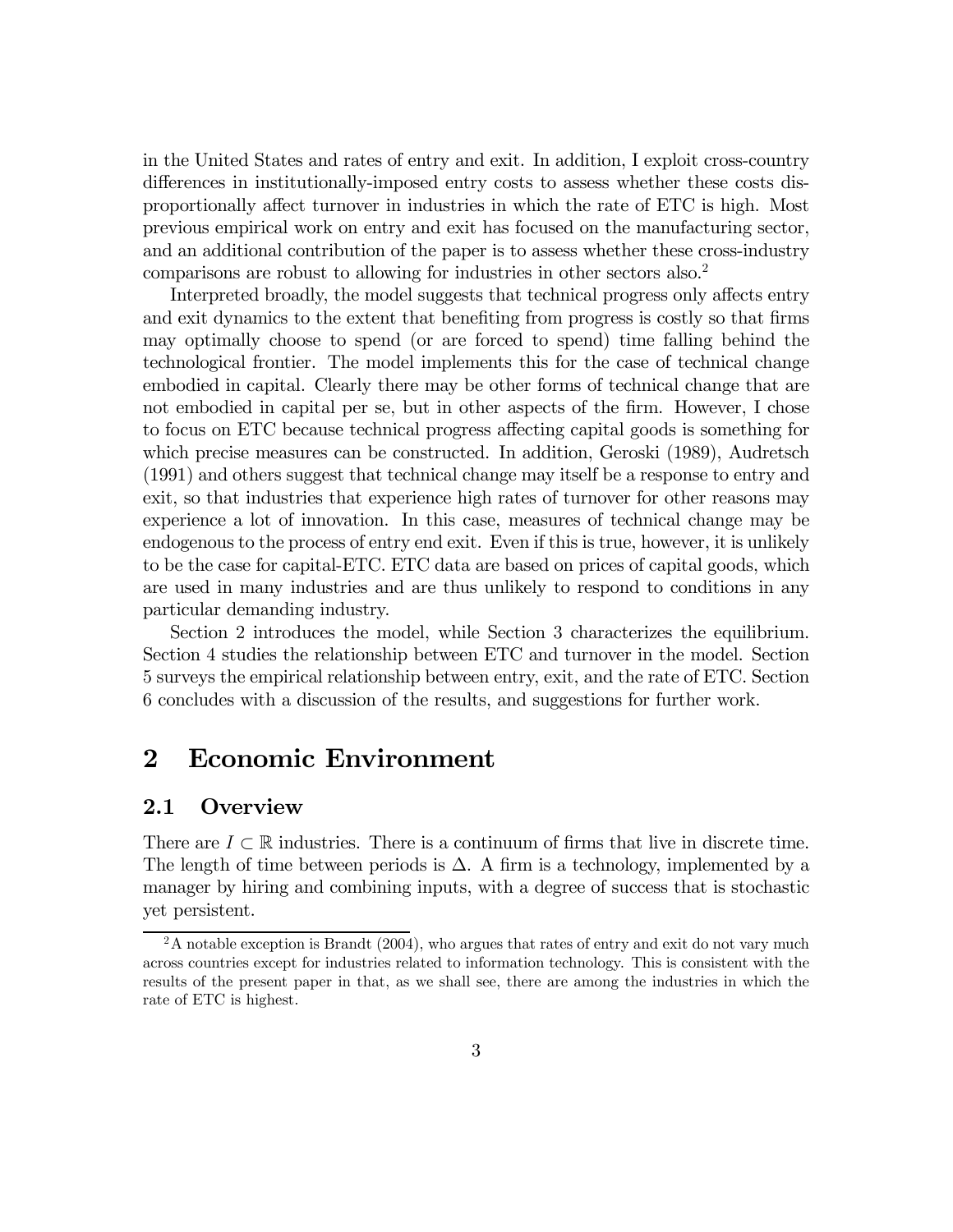in the United States and rates of entry and exit. In addition, I exploit cross-country differences in institutionally-imposed entry costs to assess whether these costs disproportionally affect turnover in industries in which the rate of ETC is high. Most previous empirical work on entry and exit has focused on the manufacturing sector, and an additional contribution of the paper is to assess whether these cross-industry comparisons are robust to allowing for industries in other sectors also.[2]

Interpreted broadly, the model suggests that technical progress only affects entry and exit dynamics to the extent that benefiting from progress is costly so that firms may optimally choose to spend (or are forced to spend) time falling behind the technological frontier. The model implements this for the case of technical change embodied in capital. Clearly there may be other forms of technical change that are not embodied in capital per se, but in other aspects of the firm. However, I chose to focus on ETC because technical progress affecting capital goods is something for which precise measures can be constructed. In addition, Geroski (1989), Audretsch (1991) and others suggest that technical change may itself be a response to entry and exit, so that industries that experience high rates of turnover for other reasons may experience a lot of innovation. In this case, measures of technical change may be endogenous to the process of entry end exit. Even if this is true, however, it is unlikely to be the case for capital-ETC. ETC data are based on prices of capital goods, which are used in many industries and are thus unlikely to respond to conditions in any particular demanding industry.

Section 2 introduces the model, while Section 3 characterizes the equilibrium. Section 4 studies the relationship between ETC and turnover in the model. Section 5 surveys the empirical relationship between entry, exit, and the rate of ETC. Section 6 concludes with a discussion of the results, and suggestions for further work.

# 2 Economic Environment

## 2.1 Overview

There are $I \subset \mathbb{R}$ industries. There is a continuum of firms that live in discrete time. The length of time between periods is $\Delta$. A firm is a technology, implemented by a manager by hiring and combining inputs, with a degree of success that is stochastic yet persistent.

[2] A notable exception is Brandt (2004), who argues that rates of entry and exit do not vary much across countries except for industries related to information technology. This is consistent with the results of the present paper in that, as we shall see, there are among the industries in which the rate of ETC is highest.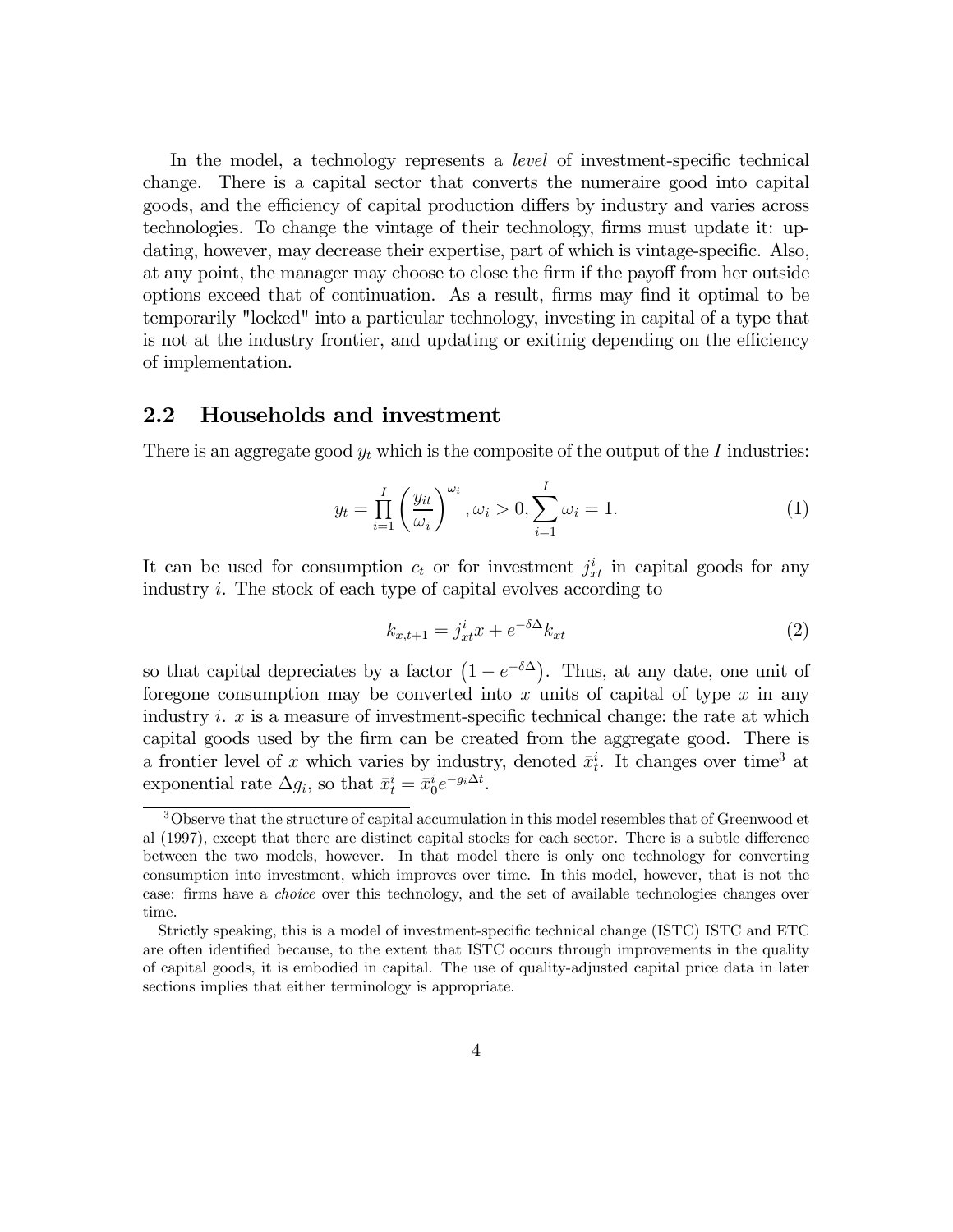In the model, a technology represents a *level* of investment-specific technical change. There is a capital sector that converts the numeraire good into capital goods, and the efficiency of capital production differs by industry and varies across technologies. To change the vintage of their technology, firms must update it: updating, however, may decrease their expertise, part of which is vintage-specific. Also, at any point, the manager may choose to close the firm if the payoff from her outside options exceed that of continuation. As a result, firms may find it optimal to be temporarily "locked" into a particular technology, investing in capital of a type that is not at the industry frontier, and updating or exitinig depending on the efficiency of implementation.

## 2.2 Households and investment

There is an aggregate good $y_t$ which is the composite of the output of the $I$ industries:

$$y_t = \prod_{i=1}^{I} \left( \frac{y_{it}}{\omega_i} \right)^{\omega_i}, \omega_i > 0, \sum_{i=1}^{I} \omega_i = 1. \tag{1}$$

It can be used for consumption $c_t$ or for investment $j_{xt}^i$ in capital goods for any industry $i$. The stock of each type of capital evolves according to

$$k_{x,t+1} = j_{xt}^i x + e^{-\delta\Delta} k_{xt} \tag{2}$$

so that capital depreciates by a factor $\left(1 - e^{-\delta\Delta}\right)$. Thus, at any date, one unit of foregone consumption may be converted into $x$ units of capital of type $x$ in any industry $i$. $x$ is a measure of investment-specific technical change: the rate at which capital goods used by the firm can be created from the aggregate good. There is a frontier level of $x$ which varies by industry, denoted $\bar{x}_t^i$. It changes over time[3] at exponential rate $\Delta g_i$, so that $\bar{x}_t^i = \bar{x}_0^i e^{-g_i \Delta t}$.

[3] Observe that the structure of capital accumulation in this model resembles that of Greenwood et al (1997), except that there are distinct capital stocks for each sector. There is a subtle difference between the two models, however. In that model there is only one technology for converting consumption into investment, which improves over time. In this model, however, that is not the case: firms have a *choice* over this technology, and the set of available technologies changes over time.

Strictly speaking, this is a model of investment-specific technical change (ISTC) ISTC and ETC are often identified because, to the extent that ISTC occurs through improvements in the quality of capital goods, it is embodied in capital. The use of quality-adjusted capital price data in later sections implies that either terminology is appropriate.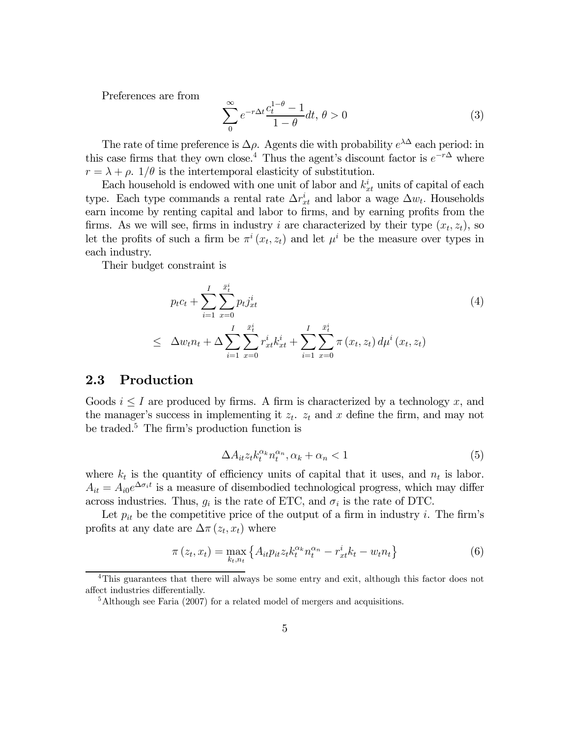Preferences are from

$$\sum_{0}^{\infty} e^{-r\Delta t} \frac{c_t^{1-\theta} - 1}{1-\theta} dt, \, \theta > 0 \tag{3}$$

The rate of time preference is $\Delta\rho$. Agents die with probability $e^{\lambda\Delta}$ each period: in this case firms that they own close.[4] Thus the agent's discount factor is $e^{-r\Delta}$ where $r = \lambda + \rho$. $1/\theta$ is the intertemporal elasticity of substitution.

Each household is endowed with one unit of labor and $k_{xt}^i$ units of capital of each type. Each type commands a rental rate $\Delta r_{xt}^i$ and labor a wage $\Delta w_t$. Households earn income by renting capital and labor to firms, and by earning profits from the firms. As we will see, firms in industry $i$ are characterized by their type $(x_t, z_t)$, so let the profits of such a firm be $\pi^i (x_t, z_t)$ and let $\mu^i$ be the measure over types in each industry.

Their budget constraint is

$$\begin{aligned} & p_t c_t + \sum_{i=1}^{I} \sum_{x=0}^{\bar{x}_t^i} p_t j_{xt}^i \\ \leq \quad & \Delta w_t n_t + \Delta \sum_{i=1}^{I} \sum_{x=0}^{\bar{x}_t^i} r_{xt}^i k_{xt}^i + \sum_{i=1}^{I} \sum_{x=0}^{\bar{x}_t^i} \pi (x_t, z_t) \, d\mu^i (x_t, z_t) \end{aligned} \tag{4}$$

## 2.3 Production

Goods $i \leq I$ are produced by firms. A firm is characterized by a technology $x$, and the manager's success in implementing it $z_t$. $z_t$ and $x$ define the firm, and may not be traded.[5] The firm's production function is

$$\Delta A_{it} z_t k_t^{\alpha_k} n_t^{\alpha_n}, \alpha_k + \alpha_n < 1 \tag{5}$$

where $k_t$ is the quantity of efficiency units of capital that it uses, and $n_t$ is labor. $A_{it} = A_{i0} e^{\Delta \sigma_i t}$ is a measure of disembodied technological progress, which may differ across industries. Thus, $g_i$ is the rate of ETC, and $\sigma_i$ is the rate of DTC.

Let $p_{it}$ be the competitive price of the output of a firm in industry $i$. The firm's profits at any date are $\Delta\pi(z_t, x_t)$ where

$$\pi (z_t, x_t) = \max_{k_t, n_t} \left\{ A_{it} p_{it} z_t k_t^{\alpha_k} n_t^{\alpha_n} - r_{xt}^i k_t - w_t n_t \right\} \tag{6}$$

[4] This guarantees that there will always be some entry and exit, although this factor does not affect industries differentially.

[5] Although see Faria (2007) for a related model of mergers and acquisitions.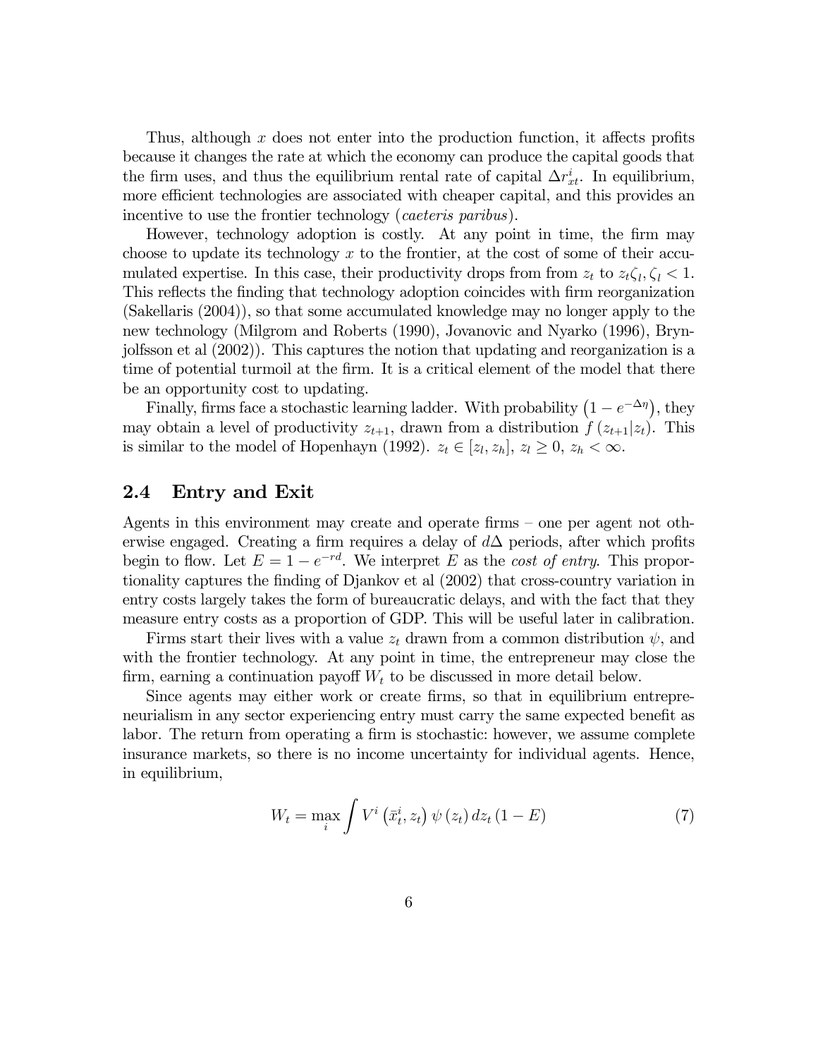Thus, although $x$ does not enter into the production function, it affects profits because it changes the rate at which the economy can produce the capital goods that the firm uses, and thus the equilibrium rental rate of capital $\Delta r^i_{xt}$. In equilibrium, more efficient technologies are associated with cheaper capital, and this provides an incentive to use the frontier technology (*caeteris paribus*).

However, technology adoption is costly. At any point in time, the firm may choose to update its technology $x$ to the frontier, at the cost of some of their accumulated expertise. In this case, their productivity drops from from $z_t$ to $z_t\zeta_l, \zeta_l < 1$. This reflects the finding that technology adoption coincides with firm reorganization (Sakellaris (2004)), so that some accumulated knowledge may no longer apply to the new technology (Milgrom and Roberts (1990), Jovanovic and Nyarko (1996), Brynjolfsson et al (2002)). This captures the notion that updating and reorganization is a time of potential turmoil at the firm. It is a critical element of the model that there be an opportunity cost to updating.

Finally, firms face a stochastic learning ladder. With probability $\left(1 - e^{-\Delta\eta}\right)$, they may obtain a level of productivity $z_{t+1}$, drawn from a distribution $f\left(z_{t+1}|z_t\right)$. This is similar to the model of Hopenhayn (1992). $z_t \in [z_l, z_h]$, $z_l \geq 0$, $z_h < \infty$.

## 2.4 Entry and Exit

Agents in this environment may create and operate firms – one per agent not otherwise engaged. Creating a firm requires a delay of $d\Delta$ periods, after which profits begin to flow. Let $E = 1 - e^{-rd}$. We interpret $E$ as the *cost of entry*. This proportionality captures the finding of Djankov et al (2002) that cross-country variation in entry costs largely takes the form of bureaucratic delays, and with the fact that they measure entry costs as a proportion of GDP. This will be useful later in calibration.

Firms start their lives with a value $z_t$ drawn from a common distribution $\psi$, and with the frontier technology. At any point in time, the entrepreneur may close the firm, earning a continuation payoff $W_t$ to be discussed in more detail below.

Since agents may either work or create firms, so that in equilibrium entrepreneurialism in any sector experiencing entry must carry the same expected benefit as labor. The return from operating a firm is stochastic: however, we assume complete insurance markets, so there is no income uncertainty for individual agents. Hence, in equilibrium,

$$W_t = \max_i \int V^i\left(\bar{x}^i_t, z_t\right)\psi\left(z_t\right)dz_t\left(1 - E\right) \tag{7}$$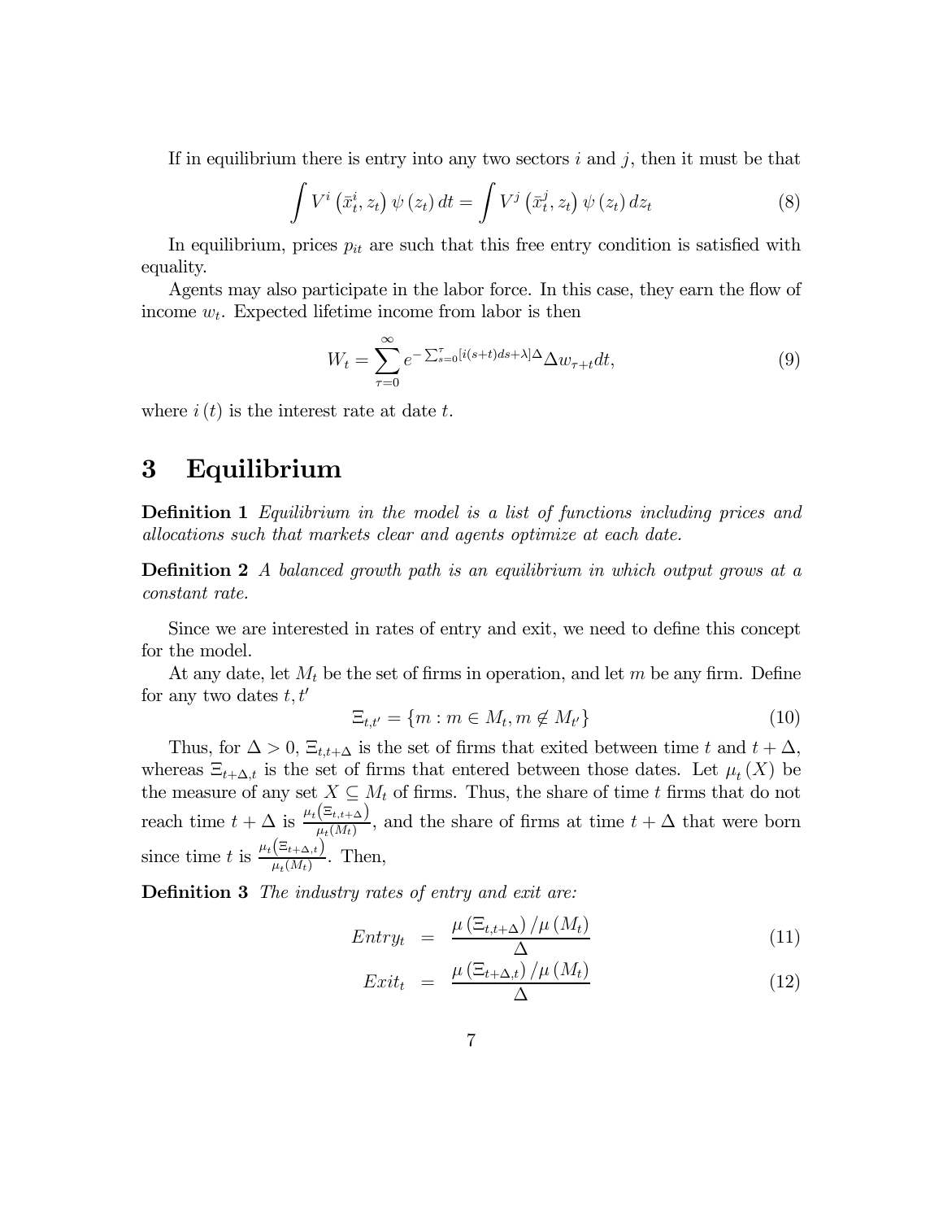If in equilibrium there is entry into any two sectors $i$ and $j$, then it must be that

$$\int V^i\left(\bar{x}_t^i, z_t\right)\psi\left(z_t\right)dt = \int V^j\left(\bar{x}_t^j, z_t\right)\psi\left(z_t\right)dz_t \tag{8}$$

In equilibrium, prices $p_{it}$ are such that this free entry condition is satisfied with equality.

Agents may also participate in the labor force. In this case, they earn the flow of income $w_t$. Expected lifetime income from labor is then

$$W_t = \sum_{\tau=0}^{\infty} e^{-\sum_{s=0}^{\tau}[i(s+t)ds+\lambda]\Delta}\Delta w_{\tau+t}dt, \tag{9}$$

where $i(t)$ is the interest rate at date $t$.

# 3 Equilibrium

**Definition 1** *Equilibrium in the model is a list of functions including prices and allocations such that markets clear and agents optimize at each date.*

**Definition 2** *A balanced growth path is an equilibrium in which output grows at a constant rate.*

Since we are interested in rates of entry and exit, we need to define this concept for the model.

At any date, let $M_t$ be the set of firms in operation, and let $m$ be any firm. Define for any two dates $t, t'$

$$\Xi_{t,t'} = \{m : m \in M_t, m \notin M_{t'}\} \tag{10}$$

Thus, for $\Delta > 0$, $\Xi_{t,t+\Delta}$ is the set of firms that exited between time $t$ and $t+\Delta$, whereas $\Xi_{t+\Delta,t}$ is the set of firms that entered between those dates. Let $\mu_t(X)$ be the measure of any set $X \subseteq M_t$ of firms. Thus, the share of time $t$ firms that do not reach time $t+\Delta$ is $\frac{\mu_t\left(\Xi_{t,t+\Delta}\right)}{\mu_t(M_t)}$, and the share of firms at time $t+\Delta$ that were born since time $t$ is $\frac{\mu_t\left(\Xi_{t+\Delta,t}\right)}{\mu_t(M_t)}$. Then,

**Definition 3** *The industry rates of entry and exit are:*

$$Entry_t = \frac{\mu\left(\Xi_{t,t+\Delta}\right)/\mu\left(M_t\right)}{\Delta} \tag{11}$$

$$Exit_t = \frac{\mu\left(\Xi_{t+\Delta,t}\right)/\mu\left(M_t\right)}{\Delta} \tag{12}$$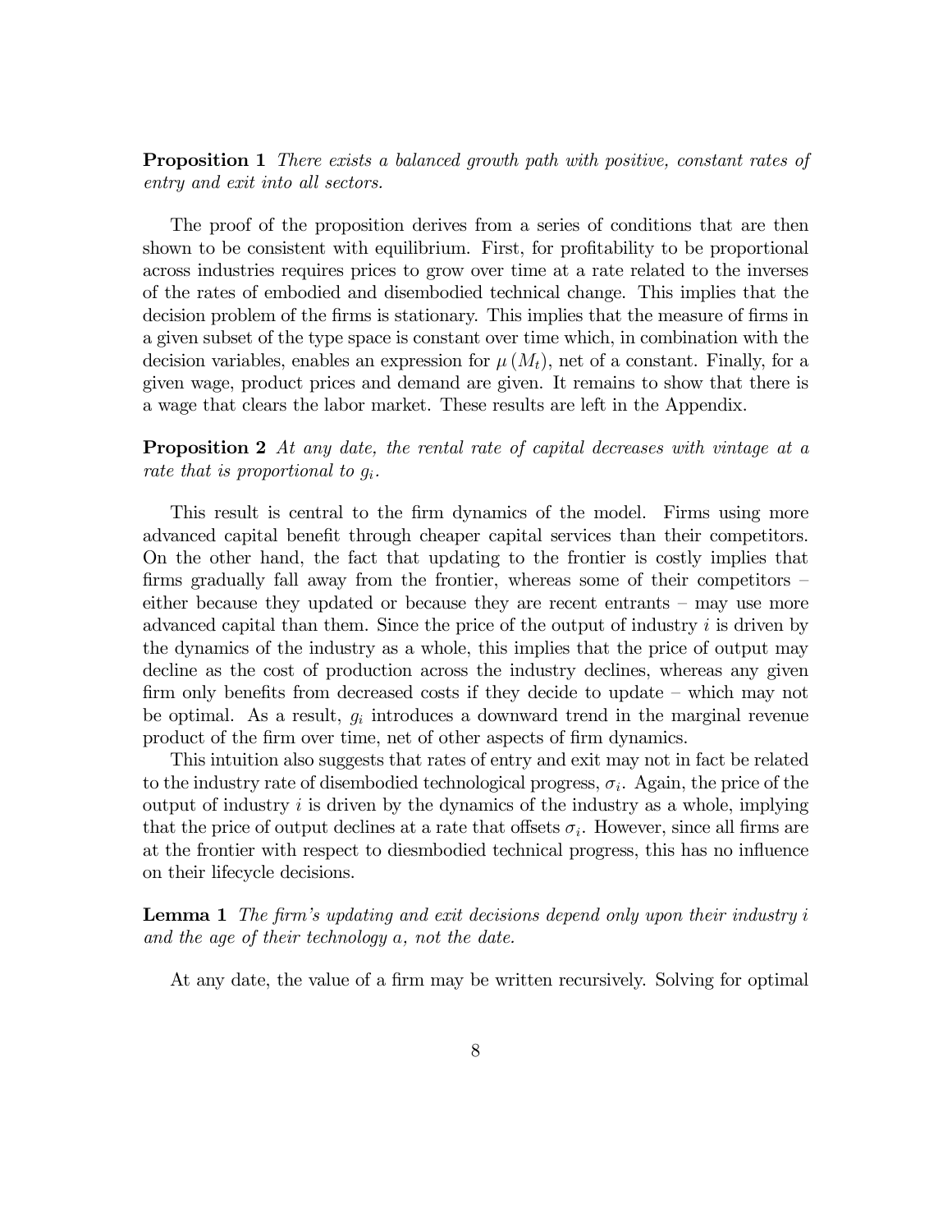**Proposition 1** *There exists a balanced growth path with positive, constant rates of entry and exit into all sectors.*

The proof of the proposition derives from a series of conditions that are then shown to be consistent with equilibrium. First, for profitability to be proportional across industries requires prices to grow over time at a rate related to the inverses of the rates of embodied and disembodied technical change. This implies that the decision problem of the firms is stationary. This implies that the measure of firms in a given subset of the type space is constant over time which, in combination with the decision variables, enables an expression for $\mu(M_t)$, net of a constant. Finally, for a given wage, product prices and demand are given. It remains to show that there is a wage that clears the labor market. These results are left in the Appendix.

**Proposition 2** *At any date, the rental rate of capital decreases with vintage at a rate that is proportional to $g_i$.*

This result is central to the firm dynamics of the model. Firms using more advanced capital benefit through cheaper capital services than their competitors. On the other hand, the fact that updating to the frontier is costly implies that firms gradually fall away from the frontier, whereas some of their competitors – either because they updated or because they are recent entrants – may use more advanced capital than them. Since the price of the output of industry $i$ is driven by the dynamics of the industry as a whole, this implies that the price of output may decline as the cost of production across the industry declines, whereas any given firm only benefits from decreased costs if they decide to update – which may not be optimal. As a result, $g_i$ introduces a downward trend in the marginal revenue product of the firm over time, net of other aspects of firm dynamics.

This intuition also suggests that rates of entry and exit may not in fact be related to the industry rate of disembodied technological progress, $\sigma_i$. Again, the price of the output of industry $i$ is driven by the dynamics of the industry as a whole, implying that the price of output declines at a rate that offsets $\sigma_i$. However, since all firms are at the frontier with respect to diesmbodied technical progress, this has no influence on their lifecycle decisions.

**Lemma 1** *The firm's updating and exit decisions depend only upon their industry $i$ and the age of their technology $a$, not the date.*

At any date, the value of a firm may be written recursively. Solving for optimal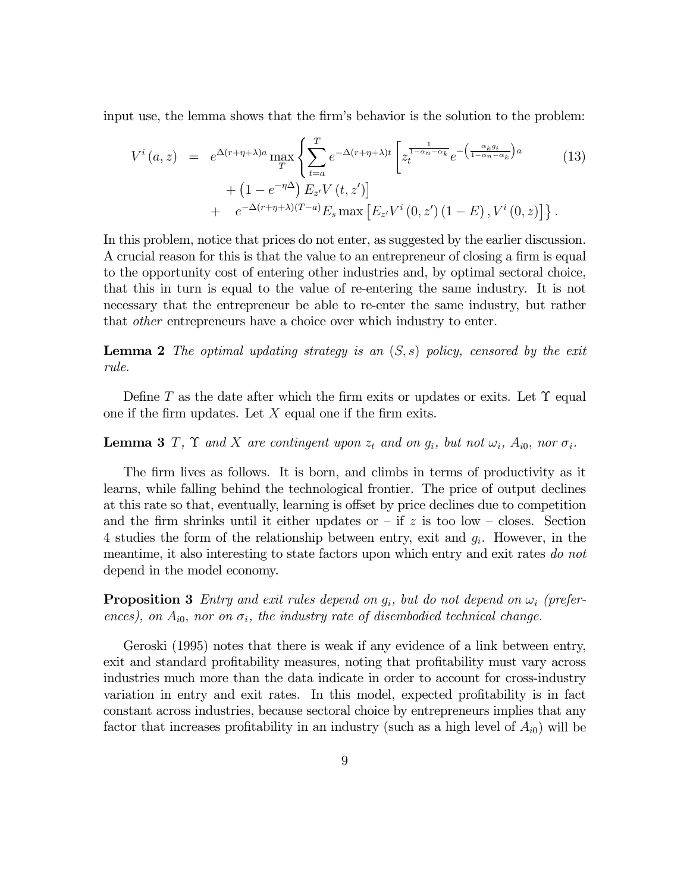input use, the lemma shows that the firm's behavior is the solution to the problem:

$$
\begin{aligned}
V^i(a,z) &= e^{\Delta(r+\eta+\lambda)a} \max_T \left\{ \sum_{t=a}^{T} e^{-\Delta(r+\eta+\lambda)t} \left[ z_t^{\frac{1}{1-\alpha_n-\alpha_k}} e^{-\left(\frac{\alpha_k g_i}{1-\alpha_n-\alpha_k}\right)a} \right. \right. \\
&\quad \left. + \left(1-e^{-\eta\Delta}\right) E_{z'} V(t,z') \right] \\
&\quad + \left. e^{-\Delta(r+\eta+\lambda)(T-a)} E_s \max\left[ E_{z'} V^i(0,z')(1-E), V^i(0,z) \right] \right\}.
\end{aligned} \tag{13}
$$

In this problem, notice that prices do not enter, as suggested by the earlier discussion. A crucial reason for this is that the value to an entrepreneur of closing a firm is equal to the opportunity cost of entering other industries and, by optimal sectoral choice, that this in turn is equal to the value of re-entering the same industry. It is not necessary that the entrepreneur be able to re-enter the same industry, but rather that *other* entrepreneurs have a choice over which industry to enter.

**Lemma 2** *The optimal updating strategy is an $(S,s)$ policy, censored by the exit rule.*

Define $T$ as the date after which the firm exits or updates or exits. Let $\Upsilon$ equal one if the firm updates. Let $X$ equal one if the firm exits.

**Lemma 3** *$T$, $\Upsilon$ and $X$ are contingent upon $z_t$ and on $g_i$, but not $\omega_i$, $A_{i0}$, nor $\sigma_i$.*

The firm lives as follows. It is born, and climbs in terms of productivity as it learns, while falling behind the technological frontier. The price of output declines at this rate so that, eventually, learning is offset by price declines due to competition and the firm shrinks until it either updates or – if $z$ is too low – closes. Section 4 studies the form of the relationship between entry, exit and $g_i$. However, in the meantime, it also interesting to state factors upon which entry and exit rates *do not* depend in the model economy.

**Proposition 3** *Entry and exit rules depend on $g_i$, but do not depend on $\omega_i$ (preferences), on $A_{i0}$, nor on $\sigma_i$, the industry rate of disembodied technical change.*

Geroski (1995) notes that there is weak if any evidence of a link between entry, exit and standard profitability measures, noting that profitability must vary across industries much more than the data indicate in order to account for cross-industry variation in entry and exit rates. In this model, expected profitability is in fact constant across industries, because sectoral choice by entrepreneurs implies that any factor that increases profitability in an industry (such as a high level of $A_{i0}$) will be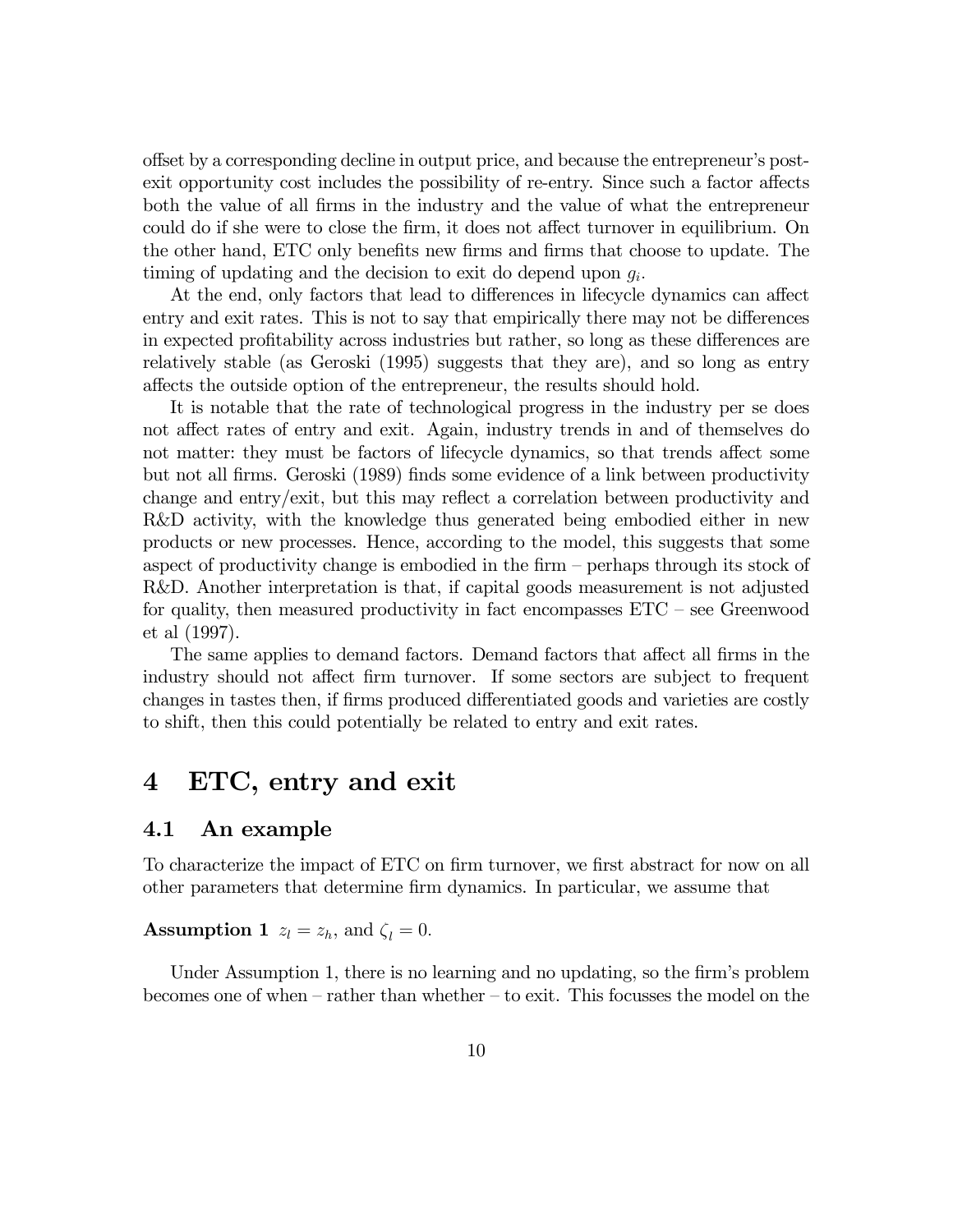offset by a corresponding decline in output price, and because the entrepreneur's post-exit opportunity cost includes the possibility of re-entry. Since such a factor affects both the value of all firms in the industry and the value of what the entrepreneur could do if she were to close the firm, it does not affect turnover in equilibrium. On the other hand, ETC only benefits new firms and firms that choose to update. The timing of updating and the decision to exit do depend upon $g_i$.

At the end, only factors that lead to differences in lifecycle dynamics can affect entry and exit rates. This is not to say that empirically there may not be differences in expected profitability across industries but rather, so long as these differences are relatively stable (as Geroski (1995) suggests that they are), and so long as entry affects the outside option of the entrepreneur, the results should hold.

It is notable that the rate of technological progress in the industry per se does not affect rates of entry and exit. Again, industry trends in and of themselves do not matter: they must be factors of lifecycle dynamics, so that trends affect some but not all firms. Geroski (1989) finds some evidence of a link between productivity change and entry/exit, but this may reflect a correlation between productivity and R&D activity, with the knowledge thus generated being embodied either in new products or new processes. Hence, according to the model, this suggests that some aspect of productivity change is embodied in the firm – perhaps through its stock of R&D. Another interpretation is that, if capital goods measurement is not adjusted for quality, then measured productivity in fact encompasses ETC – see Greenwood et al (1997).

The same applies to demand factors. Demand factors that affect all firms in the industry should not affect firm turnover. If some sectors are subject to frequent changes in tastes then, if firms produced differentiated goods and varieties are costly to shift, then this could potentially be related to entry and exit rates.

# 4 ETC, entry and exit

## 4.1 An example

To characterize the impact of ETC on firm turnover, we first abstract for now on all other parameters that determine firm dynamics. In particular, we assume that

**Assumption 1** $z_l = z_h$, and $\zeta_l = 0$.

Under Assumption 1, there is no learning and no updating, so the firm's problem becomes one of when – rather than whether – to exit. This focusses the model on the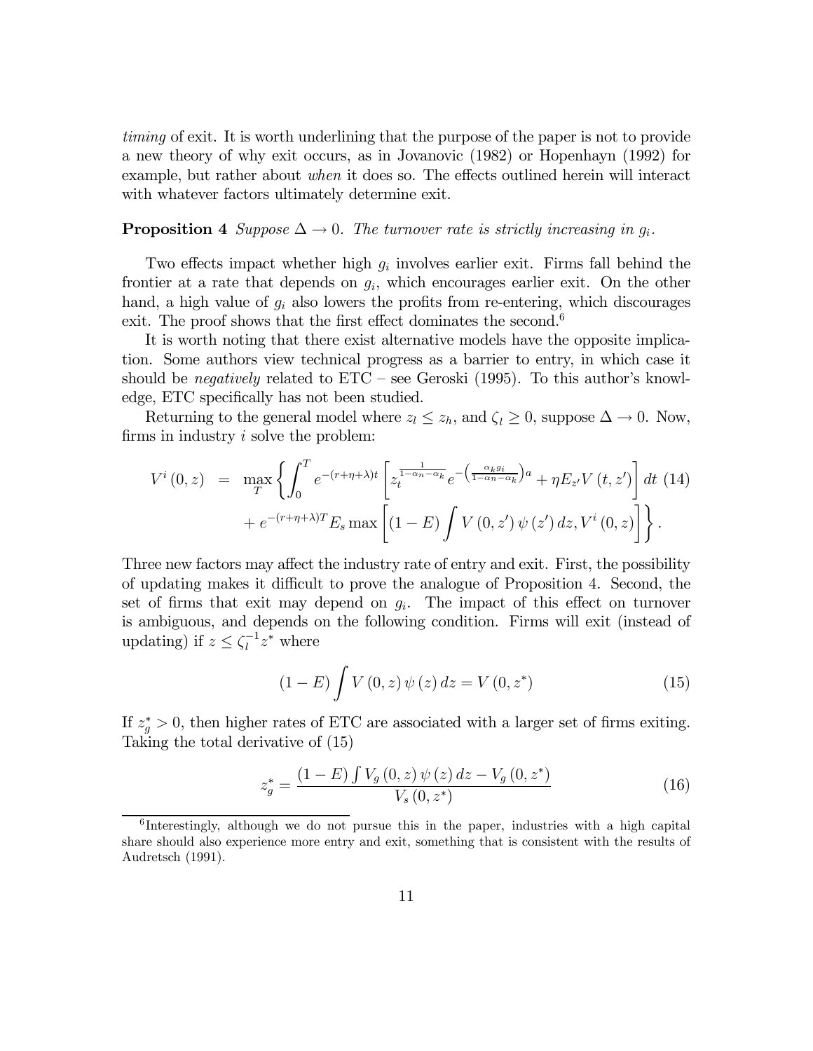*timing* of exit. It is worth underlining that the purpose of the paper is not to provide a new theory of why exit occurs, as in Jovanovic (1982) or Hopenhayn (1992) for example, but rather about *when* it does so. The effects outlined herein will interact with whatever factors ultimately determine exit.

**Proposition 4** *Suppose $\Delta \to 0$. The turnover rate is strictly increasing in $g_i$.*

Two effects impact whether high $g_i$ involves earlier exit. Firms fall behind the frontier at a rate that depends on $g_i$, which encourages earlier exit. On the other hand, a high value of $g_i$ also lowers the profits from re-entering, which discourages exit. The proof shows that the first effect dominates the second.[6]

It is worth noting that there exist alternative models have the opposite implication. Some authors view technical progress as a barrier to entry, in which case it should be *negatively* related to ETC – see Geroski (1995). To this author's knowledge, ETC specifically has not been studied.

Returning to the general model where $z_l \leq z_h$, and $\zeta_l \geq 0$, suppose $\Delta \to 0$. Now, firms in industry $i$ solve the problem:

$$
\begin{aligned}
V^i(0,z) &= \max_T \left\{ \int_0^T e^{-(r+\eta+\lambda)t} \left[ z_t^{\frac{1}{1-\alpha_n-\alpha_k}} e^{-\left(\frac{\alpha_k g_i}{1-\alpha_n-\alpha_k}\right)a} + \eta E_{z'} V(t,z') \right] dt \right. \\
&\quad \left. + e^{-(r+\eta+\lambda)T} E_s \max\left[ (1-E) \int V(0,z')\,\psi(z')\,dz, V^i(0,z) \right] \right\}.
\end{aligned}
\tag{14}
$$

Three new factors may affect the industry rate of entry and exit. First, the possibility of updating makes it difficult to prove the analogue of Proposition 4. Second, the set of firms that exit may depend on $g_i$. The impact of this effect on turnover is ambiguous, and depends on the following condition. Firms will exit (instead of updating) if $z \leq \zeta_l^{-1} z^*$ where

$$
(1-E) \int V(0,z)\,\psi(z)\,dz = V(0,z^*)
\tag{15}
$$

If $z_g^* > 0$, then higher rates of ETC are associated with a larger set of firms exiting. Taking the total derivative of (15)

$$
z_g^* = \frac{(1-E) \int V_g(0,z)\,\psi(z)\,dz - V_g(0,z^*)}{V_s(0,z^*)}
\tag{16}
$$

[6] Interestingly, although we do not pursue this in the paper, industries with a high capital share should also experience more entry and exit, something that is consistent with the results of Audretsch (1991).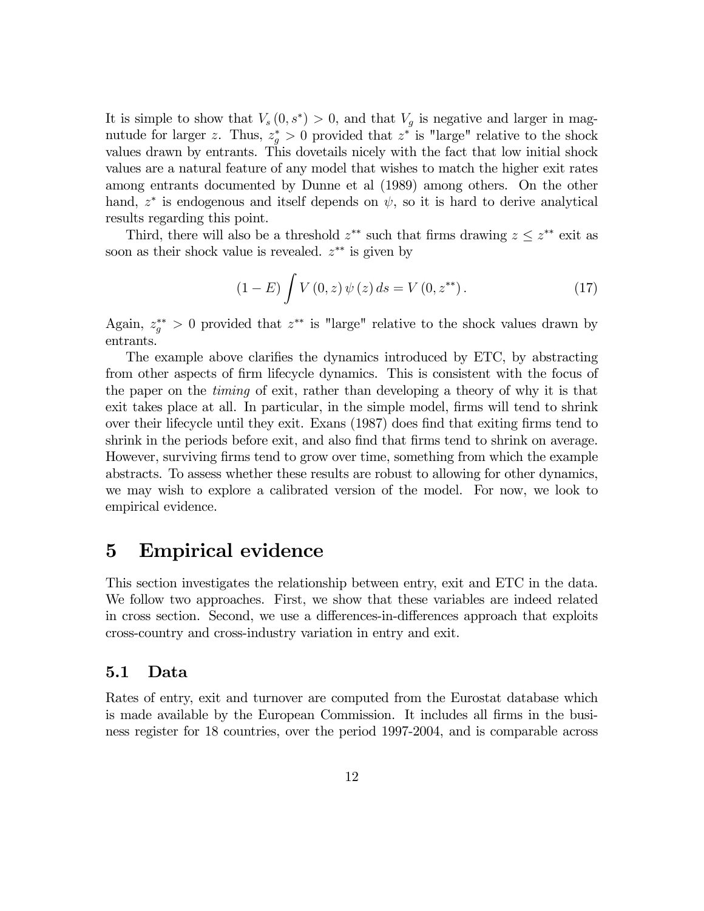It is simple to show that $V_s(0, s^*) > 0$, and that $V_g$ is negative and larger in magnutude for larger $z$. Thus, $z_g^* > 0$ provided that $z^*$ is "large" relative to the shock values drawn by entrants. This dovetails nicely with the fact that low initial shock values are a natural feature of any model that wishes to match the higher exit rates among entrants documented by Dunne et al (1989) among others. On the other hand, $z^*$ is endogenous and itself depends on $\psi$, so it is hard to derive analytical results regarding this point.

Third, there will also be a threshold $z^{**}$ such that firms drawing $z \leq z^{**}$ exit as soon as their shock value is revealed. $z^{**}$ is given by

$$(1 - E) \int V(0, z) \psi(z) \, ds = V(0, z^{**}). \tag{17}$$

Again, $z_g^{**} > 0$ provided that $z^{**}$ is "large" relative to the shock values drawn by entrants.

The example above clarifies the dynamics introduced by ETC, by abstracting from other aspects of firm lifecycle dynamics. This is consistent with the focus of the paper on the *timing* of exit, rather than developing a theory of why it is that exit takes place at all. In particular, in the simple model, firms will tend to shrink over their lifecycle until they exit. Exans (1987) does find that exiting firms tend to shrink in the periods before exit, and also find that firms tend to shrink on average. However, surviving firms tend to grow over time, something from which the example abstracts. To assess whether these results are robust to allowing for other dynamics, we may wish to explore a calibrated version of the model. For now, we look to empirical evidence.

# 5 Empirical evidence

This section investigates the relationship between entry, exit and ETC in the data. We follow two approaches. First, we show that these variables are indeed related in cross section. Second, we use a differences-in-differences approach that exploits cross-country and cross-industry variation in entry and exit.

## 5.1 Data

Rates of entry, exit and turnover are computed from the Eurostat database which is made available by the European Commission. It includes all firms in the business register for 18 countries, over the period 1997-2004, and is comparable across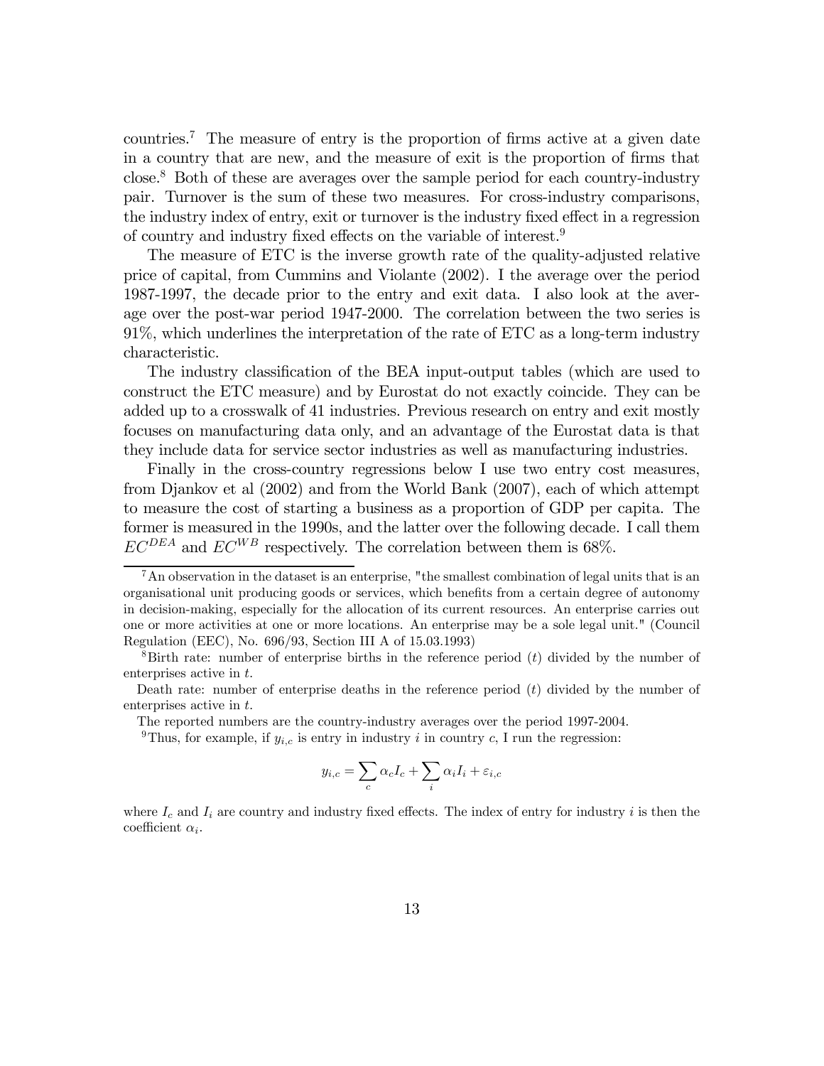countries.[7] The measure of entry is the proportion of firms active at a given date in a country that are new, and the measure of exit is the proportion of firms that close.[8] Both of these are averages over the sample period for each country-industry pair. Turnover is the sum of these two measures. For cross-industry comparisons, the industry index of entry, exit or turnover is the industry fixed effect in a regression of country and industry fixed effects on the variable of interest.[9]

The measure of ETC is the inverse growth rate of the quality-adjusted relative price of capital, from Cummins and Violante (2002). I the average over the period 1987-1997, the decade prior to the entry and exit data. I also look at the average over the post-war period 1947-2000. The correlation between the two series is 91%, which underlines the interpretation of the rate of ETC as a long-term industry characteristic.

The industry classification of the BEA input-output tables (which are used to construct the ETC measure) and by Eurostat do not exactly coincide. They can be added up to a crosswalk of 41 industries. Previous research on entry and exit mostly focuses on manufacturing data only, and an advantage of the Eurostat data is that they include data for service sector industries as well as manufacturing industries.

Finally in the cross-country regressions below I use two entry cost measures, from Djankov et al (2002) and from the World Bank (2007), each of which attempt to measure the cost of starting a business as a proportion of GDP per capita. The former is measured in the 1990s, and the latter over the following decade. I call them $EC^{DEA}$ and $EC^{WB}$ respectively. The correlation between them is 68%.

---

[7] An observation in the dataset is an enterprise, "the smallest combination of legal units that is an organisational unit producing goods or services, which benefits from a certain degree of autonomy in decision-making, especially for the allocation of its current resources. An enterprise carries out one or more activities at one or more locations. An enterprise may be a sole legal unit." (Council Regulation (EEC), No. 696/93, Section III A of 15.03.1993)

[8] Birth rate: number of enterprise births in the reference period ($t$) divided by the number of enterprises active in $t$.

Death rate: number of enterprise deaths in the reference period ($t$) divided by the number of enterprises active in $t$.

The reported numbers are the country-industry averages over the period 1997-2004.

[9] Thus, for example, if $y_{i,c}$ is entry in industry $i$ in country $c$, I run the regression:

$$y_{i,c} = \sum_c \alpha_c I_c + \sum_i \alpha_i I_i + \varepsilon_{i,c}$$

where $I_c$ and $I_i$ are country and industry fixed effects. The index of entry for industry $i$ is then the coefficient $\alpha_i$.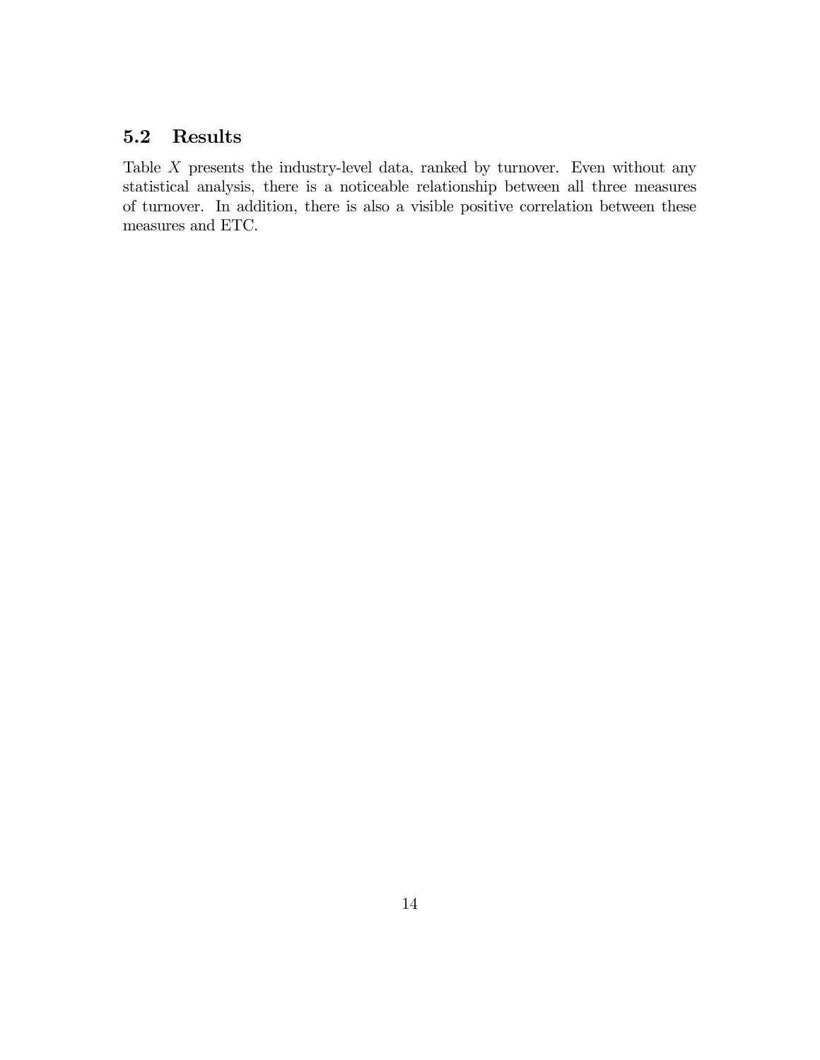## 5.2 Results

Table $X$ presents the industry-level data, ranked by turnover. Even without any statistical analysis, there is a noticeable relationship between all three measures of turnover. In addition, there is also a visible positive correlation between these measures and ETC.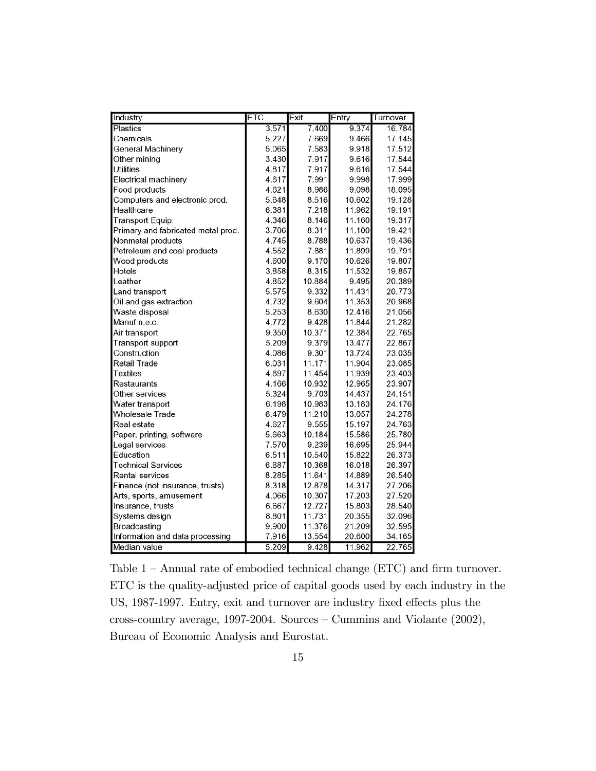| Industry | ETC | Exit | Entry | Turnover |
|---|---|---|---|---|
| Plastics | 3.571 | 7.400 | 9.374 | 16.784 |
| Chemicals | 5.227 | 7.669 | 9.466 | 17.145 |
| General Machinery | 5.065 | 7.583 | 9.918 | 17.512 |
| Other mining | 3.430 | 7.917 | 9.616 | 17.544 |
| Utilities | 4.817 | 7.917 | 9.616 | 17.544 |
| Electrical machinery | 4.617 | 7.991 | 9.998 | 17.999 |
| Food products | 4.621 | 8.986 | 9.098 | 18.095 |
| Computers and electronic prod. | 5.648 | 8.516 | 10.602 | 19.128 |
| Healthcare | 6.381 | 7.218 | 11.962 | 19.191 |
| Transport Equip. | 4.346 | 8.146 | 11.160 | 19.317 |
| Primary and fabricated metal prod. | 3.706 | 8.311 | 11.100 | 19.421 |
| Nonmetal products | 4.745 | 8.788 | 10.637 | 19.436 |
| Petroleum and coal products | 4.552 | 7.881 | 11.899 | 19.791 |
| Wood products | 4.600 | 9.170 | 10.626 | 19.807 |
| Hotels | 3.858 | 8.315 | 11.532 | 19.857 |
| Leather | 4.852 | 10.884 | 9.495 | 20.389 |
| Land transport | 5.575 | 9.332 | 11.431 | 20.773 |
| Oil and gas extraction | 4.732 | 9.604 | 11.353 | 20.968 |
| Waste disposal | 5.253 | 8.630 | 12.416 | 21.056 |
| Manuf n.e.c. | 4.772 | 9.428 | 11.844 | 21.282 |
| Air transport | 9.350 | 10.371 | 12.384 | 22.765 |
| Transport support | 5.209 | 9.379 | 13.477 | 22.867 |
| Construction | 4.086 | 9.301 | 13.724 | 23.035 |
| Retail Trade | 6.031 | 11.171 | 11.904 | 23.085 |
| Textiles | 4.697 | 11.454 | 11.939 | 23.403 |
| Restaurants | 4.166 | 10.932 | 12.965 | 23.907 |
| Other services | 5.324 | 9.703 | 14.437 | 24.151 |
| Water transport | 6.198 | 10.983 | 13.183 | 24.176 |
| Wholesale Trade | 6.479 | 11.210 | 13.057 | 24.278 |
| Real estate | 4.627 | 9.555 | 15.197 | 24.763 |
| Paper, printing, software | 5.663 | 10.184 | 15.586 | 25.780 |
| Legal services | 7.570 | 9.239 | 16.695 | 25.944 |
| Education | 6.511 | 10.540 | 15.822 | 26.373 |
| Technical Services | 6.687 | 10.368 | 16.018 | 26.397 |
| Rental services | 8.285 | 11.641 | 14.889 | 26.540 |
| Finance (not insurance, trusts) | 8.318 | 12.878 | 14.317 | 27.206 |
| Arts, sports, amusement | 4.066 | 10.307 | 17.203 | 27.520 |
| Insurance, trusts | 6.667 | 12.727 | 15.803 | 28.540 |
| Systems design | 8.801 | 11.731 | 20.355 | 32.096 |
| Broadcasting | 9.900 | 11.376 | 21.209 | 32.595 |
| Information and data processing | 7.916 | 13.554 | 20.600 | 34.165 |
| Median value | 5.209 | 9.428 | 11.962 | 22.765 |

Table 1 – Annual rate of embodied technical change (ETC) and firm turnover. ETC is the quality-adjusted price of capital goods used by each industry in the US, 1987-1997. Entry, exit and turnover are industry fixed effects plus the cross-country average, 1997-2004. Sources – Cummins and Violante (2002), Bureau of Economic Analysis and Eurostat.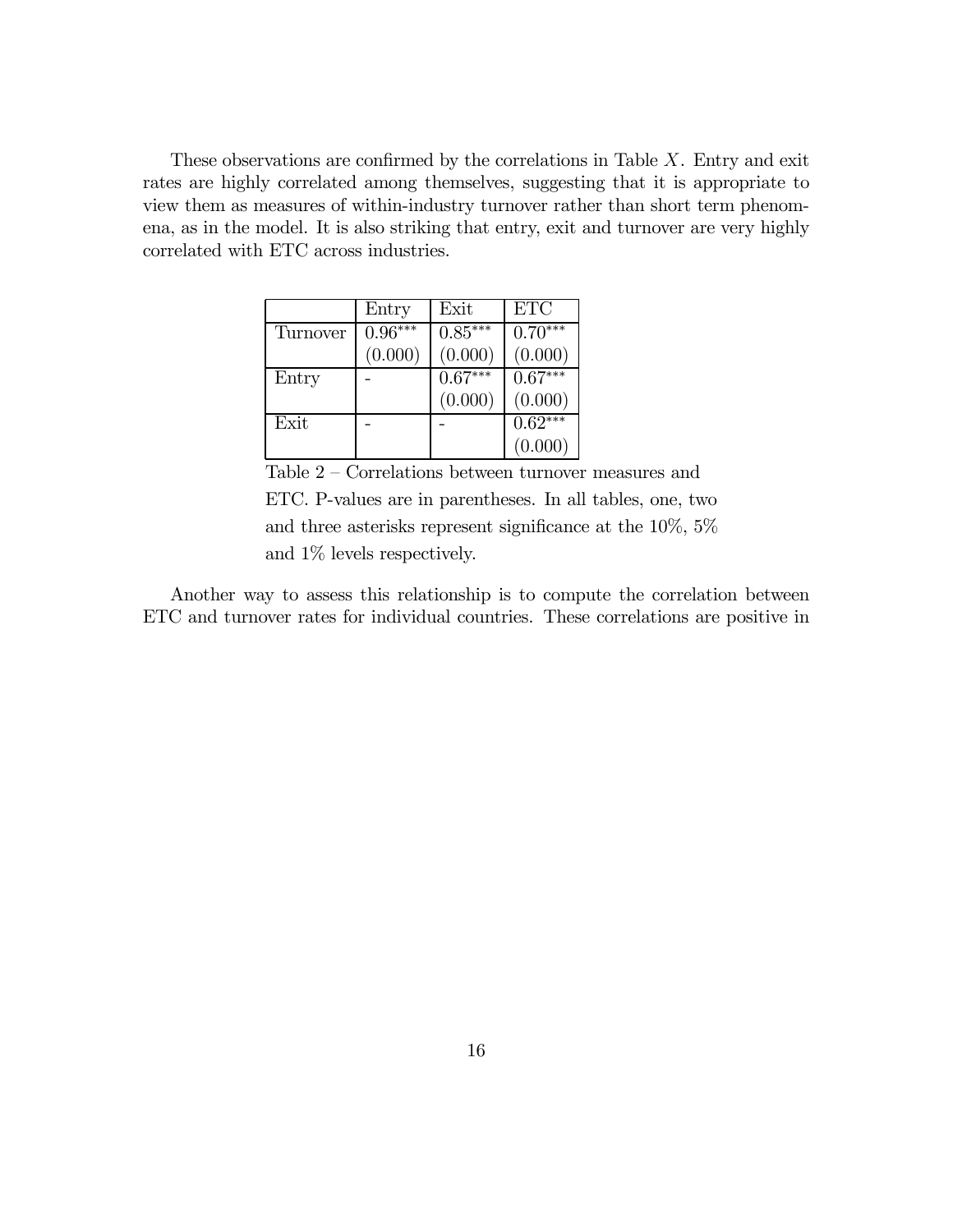These observations are confirmed by the correlations in Table $X$. Entry and exit rates are highly correlated among themselves, suggesting that it is appropriate to view them as measures of within-industry turnover rather than short term phenomena, as in the model. It is also striking that entry, exit and turnover are very highly correlated with ETC across industries.

| | Entry | Exit | ETC |
|---|---|---|---|
| Turnover | $0.96^{***}$ | $0.85^{***}$ | $0.70^{***}$ |
| | (0.000) | (0.000) | (0.000) |
| Entry | - | $0.67^{***}$ | $0.67^{***}$ |
| | | (0.000) | (0.000) |
| Exit | - | - | $0.62^{***}$ |
| | | | (0.000) |

Table 2 – Correlations between turnover measures and ETC. P-values are in parentheses. In all tables, one, two and three asterisks represent significance at the 10%, 5% and 1% levels respectively.

Another way to assess this relationship is to compute the correlation between ETC and turnover rates for individual countries. These correlations are positive in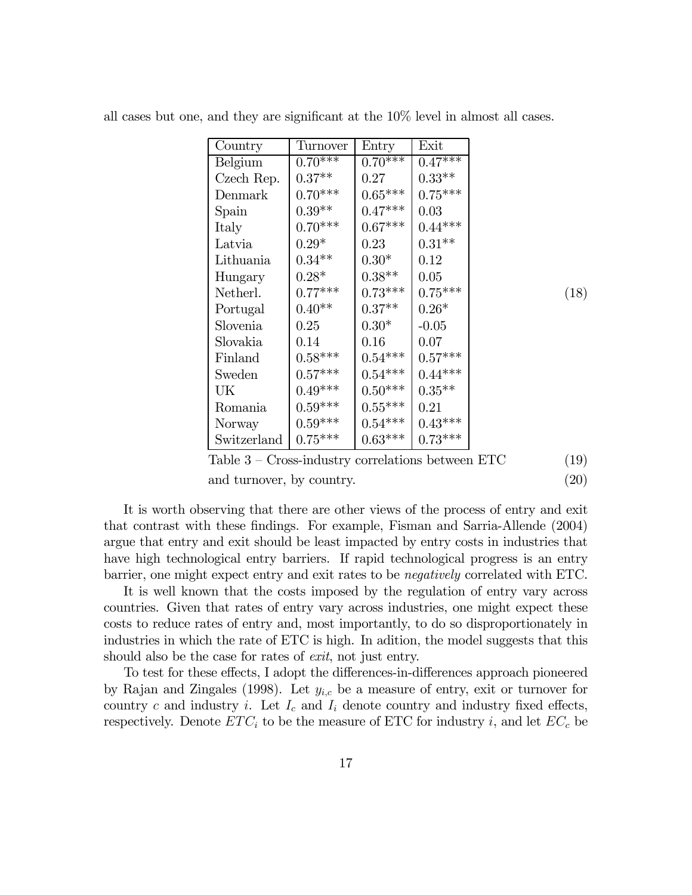all cases but one, and they are significant at the 10% level in almost all cases.

| Country | Turnover | Entry | Exit |
|---|---|---|---|
| Belgium | 0.70*** | 0.70*** | 0.47*** |
| Czech Rep. | 0.37** | 0.27 | 0.33** |
| Denmark | 0.70*** | 0.65*** | 0.75*** |
| Spain | 0.39** | 0.47*** | 0.03 |
| Italy | 0.70*** | 0.67*** | 0.44*** |
| Latvia | 0.29* | 0.23 | 0.31** |
| Lithuania | 0.34** | 0.30* | 0.12 |
| Hungary | 0.28* | 0.38** | 0.05 |
| Netherl. | 0.77*** | 0.73*** | 0.75*** |
| Portugal | 0.40** | 0.37** | 0.26* |
| Slovenia | 0.25 | 0.30* | -0.05 |
| Slovakia | 0.14 | 0.16 | 0.07 |
| Finland | 0.58*** | 0.54*** | 0.57*** |
| Sweden | 0.57*** | 0.54*** | 0.44*** |
| UK | 0.49*** | 0.50*** | 0.35** |
| Romania | 0.59*** | 0.55*** | 0.21 |
| Norway | 0.59*** | 0.54*** | 0.43*** |
| Switzerland | 0.75*** | 0.63*** | 0.73*** |

Table 3 – Cross-industry correlations between ETC and turnover, by country.

It is worth observing that there are other views of the process of entry and exit that contrast with these findings. For example, Fisman and Sarria-Allende (2004) argue that entry and exit should be least impacted by entry costs in industries that have high technological entry barriers. If rapid technological progress is an entry barrier, one might expect entry and exit rates to be *negatively* correlated with ETC.

It is well known that the costs imposed by the regulation of entry vary across countries. Given that rates of entry vary across industries, one might expect these costs to reduce rates of entry and, most importantly, to do so disproportionately in industries in which the rate of ETC is high. In adition, the model suggests that this should also be the case for rates of *exit*, not just entry.

To test for these effects, I adopt the differences-in-differences approach pioneered by Rajan and Zingales (1998). Let $y_{i,c}$ be a measure of entry, exit or turnover for country $c$ and industry $i$. Let $I_c$ and $I_i$ denote country and industry fixed effects, respectively. Denote $ETC_i$ to be the measure of ETC for industry $i$, and let $EC_c$ be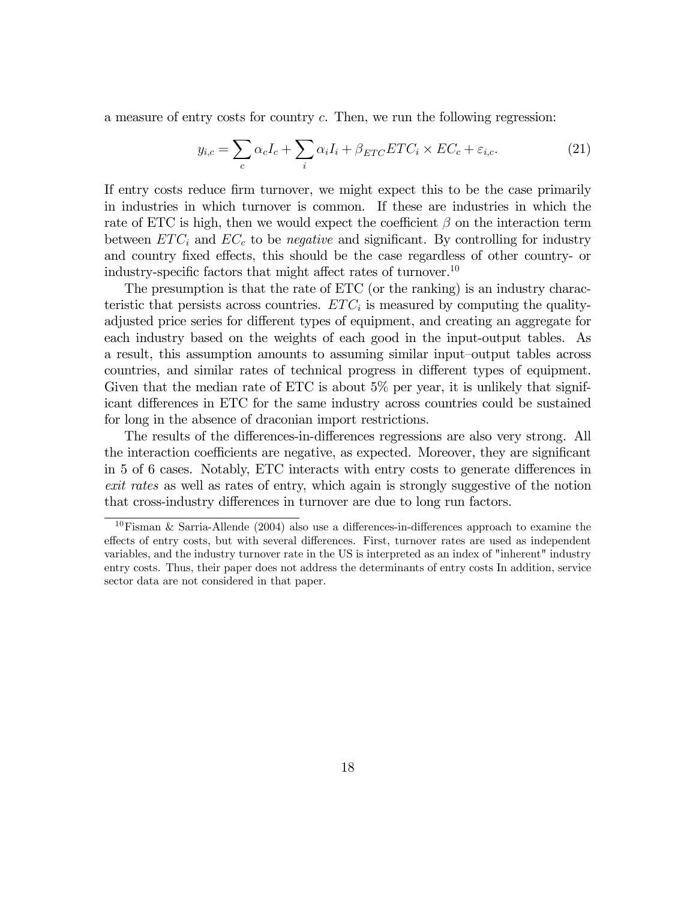a measure of entry costs for country $c$. Then, we run the following regression:

$$y_{i,c} = \sum_c \alpha_c I_c + \sum_i \alpha_i I_i + \beta_{ETC} ETC_i \times EC_c + \varepsilon_{i,c}. \tag{21}$$

If entry costs reduce firm turnover, we might expect this to be the case primarily in industries in which turnover is common. If these are industries in which the rate of ETC is high, then we would expect the coefficient $\beta$ on the interaction term between $ETC_i$ and $EC_c$ to be *negative* and significant. By controlling for industry and country fixed effects, this should be the case regardless of other country- or industry-specific factors that might affect rates of turnover.[10]

The presumption is that the rate of ETC (or the ranking) is an industry characteristic that persists across countries. $ETC_i$ is measured by computing the quality-adjusted price series for different types of equipment, and creating an aggregate for each industry based on the weights of each good in the input-output tables. As a result, this assumption amounts to assuming similar input–output tables across countries, and similar rates of technical progress in different types of equipment. Given that the median rate of ETC is about 5% per year, it is unlikely that significant differences in ETC for the same industry across countries could be sustained for long in the absence of draconian import restrictions.

The results of the differences-in-differences regressions are also very strong. All the interaction coefficients are negative, as expected. Moreover, they are significant in 5 of 6 cases. Notably, ETC interacts with entry costs to generate differences in *exit rates* as well as rates of entry, which again is strongly suggestive of the notion that cross-industry differences in turnover are due to long run factors.

[10] Fisman & Sarria-Allende (2004) also use a differences-in-differences approach to examine the effects of entry costs, but with several differences. First, turnover rates are used as independent variables, and the industry turnover rate in the US is interpreted as an index of "inherent" industry entry costs. Thus, their paper does not address the determinants of entry costs In addition, service sector data are not considered in that paper.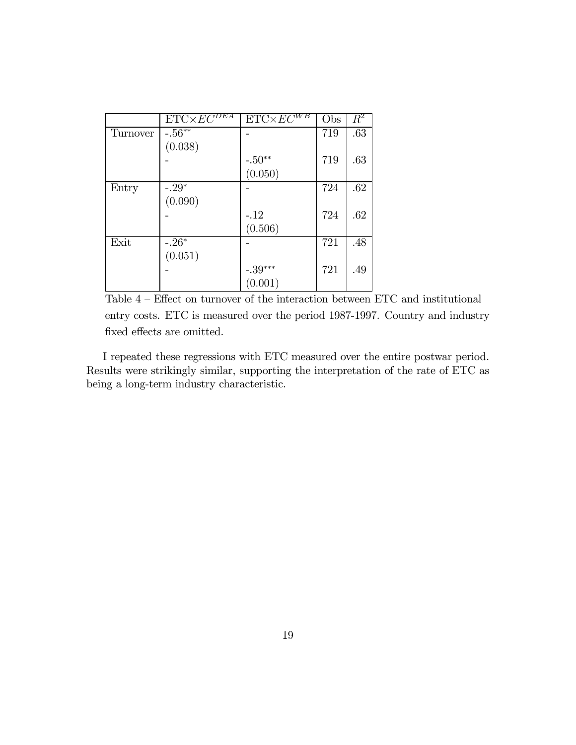|  | ETC$\times EC^{DEA}$ | ETC$\times EC^{WB}$ | Obs | $R^2$ |
|---|---|---|---|---|
| Turnover | -.56** | - | 719 | .63 |
|  | (0.038) |  |  |  |
|  | - | -.50** | 719 | .63 |
|  |  | (0.050) |  |  |
| Entry | -.29* | - | 724 | .62 |
|  | (0.090) |  |  |  |
|  | - | -.12 | 724 | .62 |
|  |  | (0.506) |  |  |
| Exit | -.26* | - | 721 | .48 |
|  | (0.051) |  |  |  |
|  | - | -.39*** | 721 | .49 |
|  |  | (0.001) |  |  |

Table 4 – Effect on turnover of the interaction between ETC and institutional entry costs. ETC is measured over the period 1987-1997. Country and industry fixed effects are omitted.

I repeated these regressions with ETC measured over the entire postwar period. Results were strikingly similar, supporting the interpretation of the rate of ETC as being a long-term industry characteristic.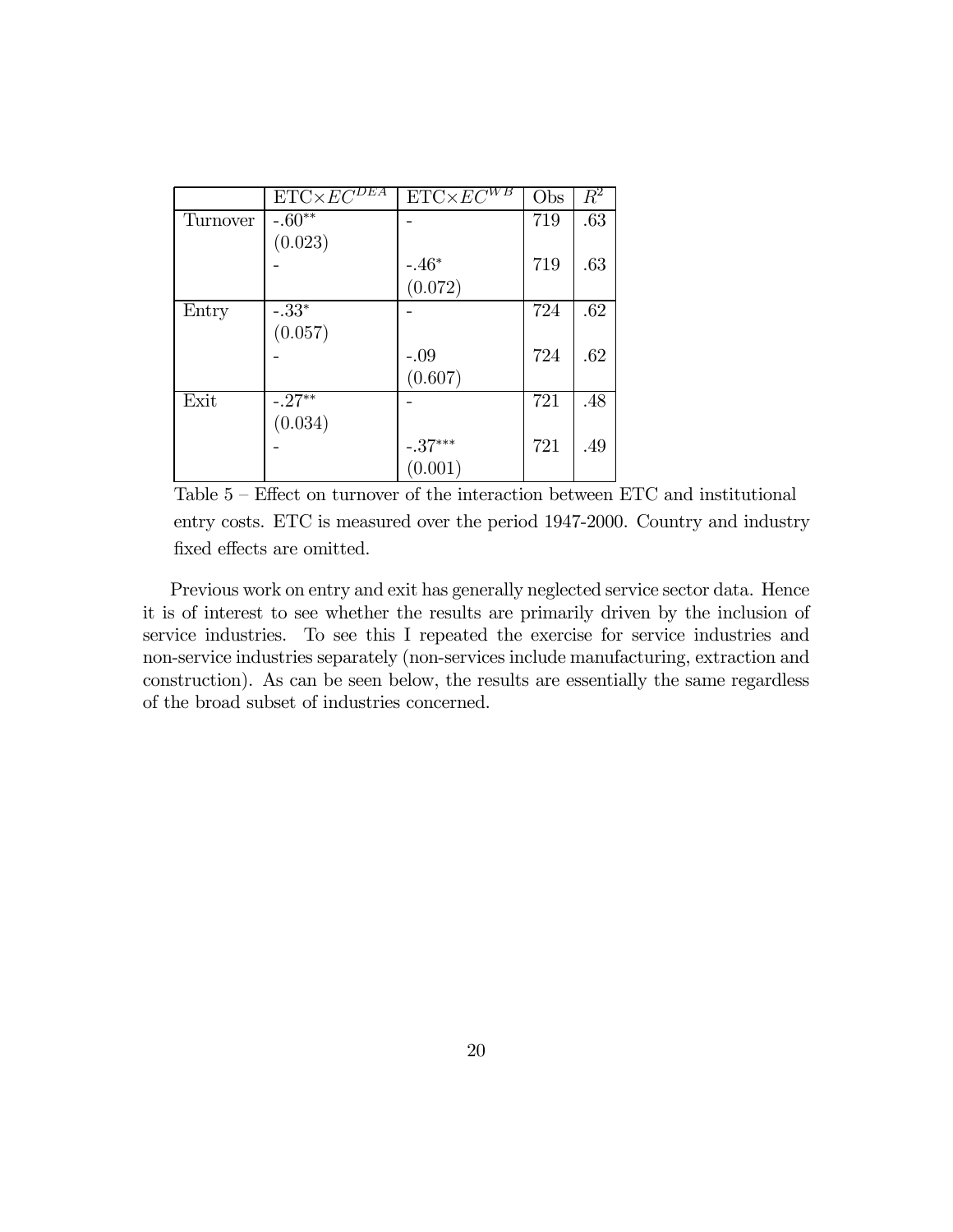| | ETC×$EC^{DEA}$ | ETC×$EC^{WB}$ | Obs | $R^2$ |
|---|---|---|---|---|
| Turnover | -.60** | - | 719 | .63 |
| | (0.023) | | | |
| | - | -.46* | 719 | .63 |
| | | (0.072) | | |
| Entry | -.33* | - | 724 | .62 |
| | (0.057) | | | |
| | - | -.09 | 724 | .62 |
| | | (0.607) | | |
| Exit | -.27** | - | 721 | .48 |
| | (0.034) | | | |
| | - | -.37*** | 721 | .49 |
| | | (0.001) | | |

Table 5 – Effect on turnover of the interaction between ETC and institutional entry costs. ETC is measured over the period 1947-2000. Country and industry fixed effects are omitted.

Previous work on entry and exit has generally neglected service sector data. Hence it is of interest to see whether the results are primarily driven by the inclusion of service industries. To see this I repeated the exercise for service industries and non-service industries separately (non-services include manufacturing, extraction and construction). As can be seen below, the results are essentially the same regardless of the broad subset of industries concerned.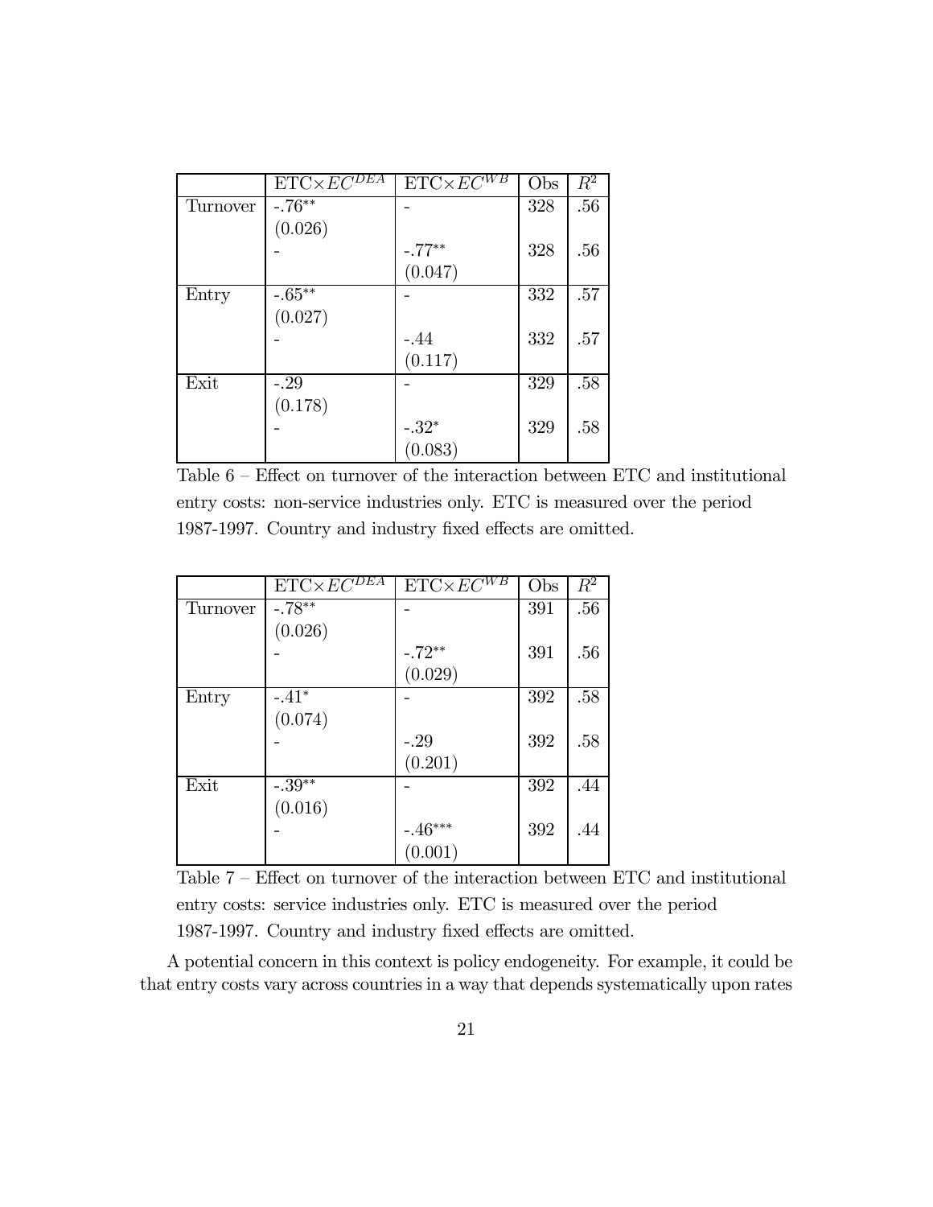| | ETC×$EC^{DEA}$ | ETC×$EC^{WB}$ | Obs | $R^2$ |
|---|---|---|---|---|
| Turnover | -.76** (0.026) | - | 328 | .56 |
| | - | -.77** (0.047) | 328 | .56 |
| Entry | -.65** (0.027) | - | 332 | .57 |
| | - | -.44 (0.117) | 332 | .57 |
| Exit | -.29 (0.178) | - | 329 | .58 |
| | - | -.32* (0.083) | 329 | .58 |

Table 6 – Effect on turnover of the interaction between ETC and institutional entry costs: non-service industries only. ETC is measured over the period 1987-1997. Country and industry fixed effects are omitted.

| | ETC×$EC^{DEA}$ | ETC×$EC^{WB}$ | Obs | $R^2$ |
|---|---|---|---|---|
| Turnover | -.78** (0.026) | - | 391 | .56 |
| | - | -.72** (0.029) | 391 | .56 |
| Entry | -.41* (0.074) | - | 392 | .58 |
| | - | -.29 (0.201) | 392 | .58 |
| Exit | -.39** (0.016) | - | 392 | .44 |
| | - | -.46*** (0.001) | 392 | .44 |

Table 7 – Effect on turnover of the interaction between ETC and institutional entry costs: service industries only. ETC is measured over the period 1987-1997. Country and industry fixed effects are omitted.

A potential concern in this context is policy endogeneity. For example, it could be that entry costs vary across countries in a way that depends systematically upon rates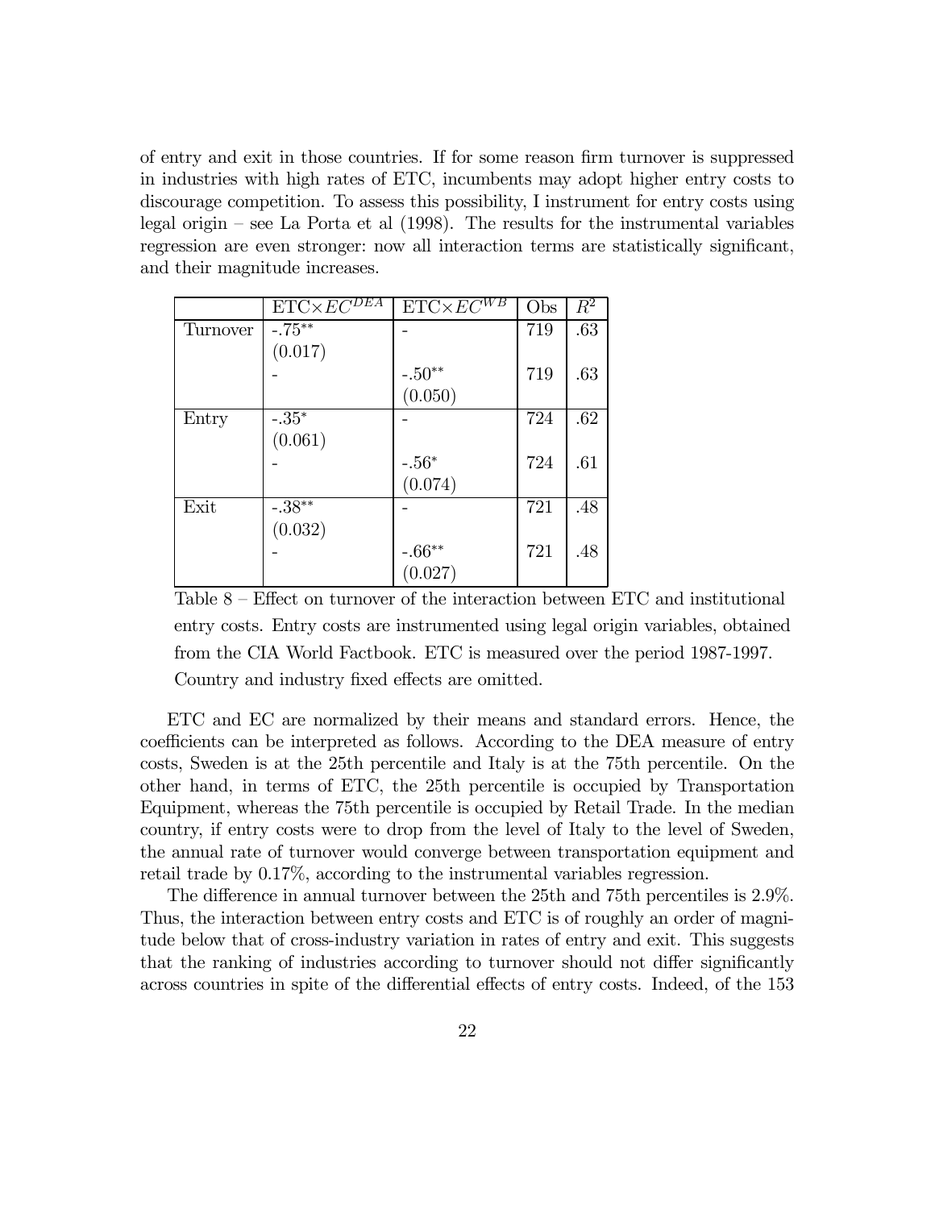of entry and exit in those countries. If for some reason firm turnover is suppressed in industries with high rates of ETC, incumbents may adopt higher entry costs to discourage competition. To assess this possibility, I instrument for entry costs using legal origin – see La Porta et al (1998). The results for the instrumental variables regression are even stronger: now all interaction terms are statistically significant, and their magnitude increases.

| | ETC×$EC^{DEA}$ | ETC×$EC^{WB}$ | Obs | $R^2$ |
|---|---|---|---|---|
| Turnover | -.75** (0.017) | - | 719 | .63 |
| | - | -.50** (0.050) | 719 | .63 |
| Entry | -.35* (0.061) | - | 724 | .62 |
| | - | -.56* (0.074) | 724 | .61 |
| Exit | -.38** (0.032) | - | 721 | .48 |
| | - | -.66** (0.027) | 721 | .48 |

Table 8 – Effect on turnover of the interaction between ETC and institutional entry costs. Entry costs are instrumented using legal origin variables, obtained from the CIA World Factbook. ETC is measured over the period 1987-1997. Country and industry fixed effects are omitted.

ETC and EC are normalized by their means and standard errors. Hence, the coefficients can be interpreted as follows. According to the DEA measure of entry costs, Sweden is at the 25th percentile and Italy is at the 75th percentile. On the other hand, in terms of ETC, the 25th percentile is occupied by Transportation Equipment, whereas the 75th percentile is occupied by Retail Trade. In the median country, if entry costs were to drop from the level of Italy to the level of Sweden, the annual rate of turnover would converge between transportation equipment and retail trade by 0.17%, according to the instrumental variables regression.

The difference in annual turnover between the 25th and 75th percentiles is 2.9%. Thus, the interaction between entry costs and ETC is of roughly an order of magnitude below that of cross-industry variation in rates of entry and exit. This suggests that the ranking of industries according to turnover should not differ significantly across countries in spite of the differential effects of entry costs. Indeed, of the 153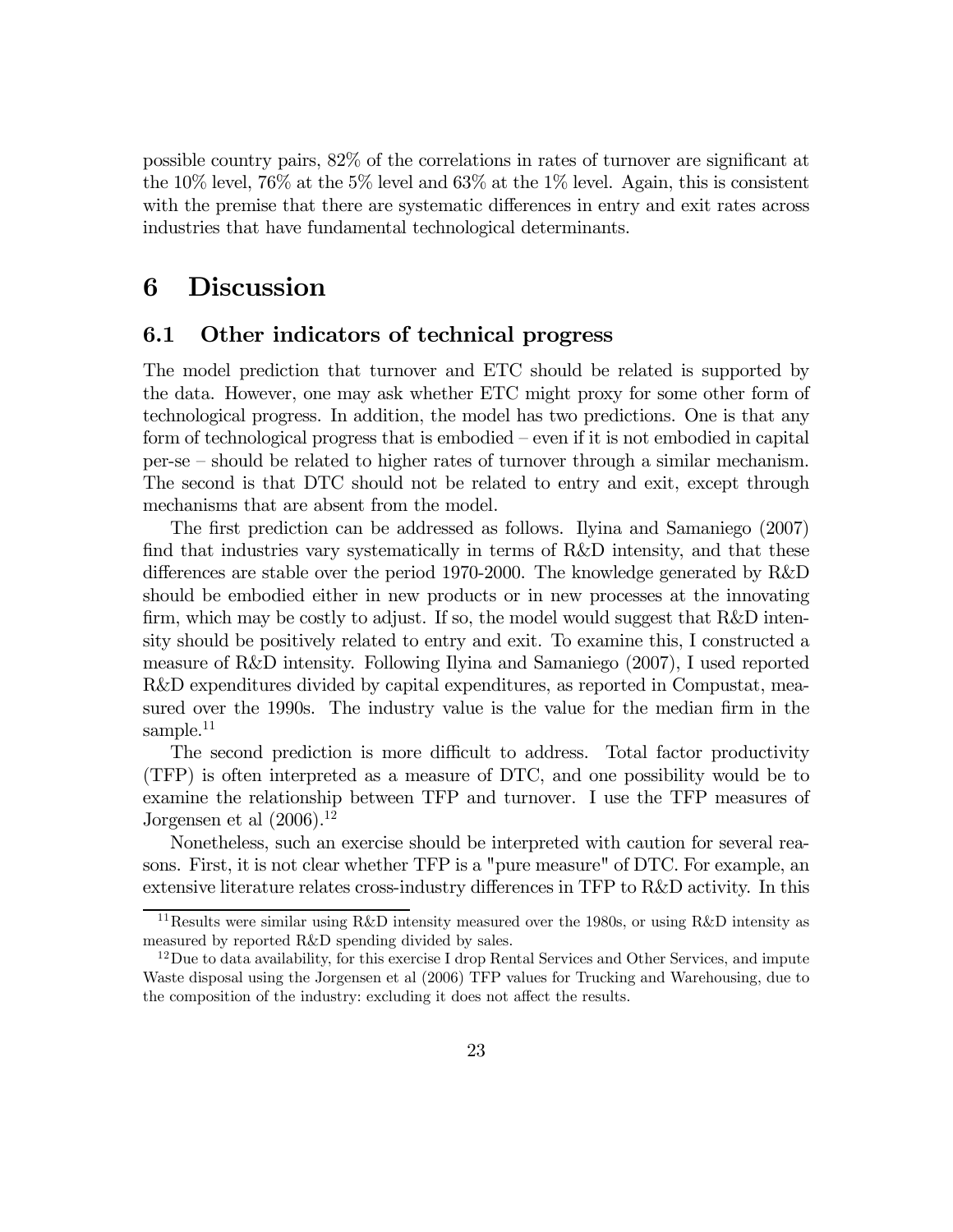possible country pairs, 82% of the correlations in rates of turnover are significant at the 10% level, 76% at the 5% level and 63% at the 1% level. Again, this is consistent with the premise that there are systematic differences in entry and exit rates across industries that have fundamental technological determinants.

# 6 Discussion

## 6.1 Other indicators of technical progress

The model prediction that turnover and ETC should be related is supported by the data. However, one may ask whether ETC might proxy for some other form of technological progress. In addition, the model has two predictions. One is that any form of technological progress that is embodied – even if it is not embodied in capital per-se – should be related to higher rates of turnover through a similar mechanism. The second is that DTC should not be related to entry and exit, except through mechanisms that are absent from the model.

The first prediction can be addressed as follows. Ilyina and Samaniego (2007) find that industries vary systematically in terms of R&D intensity, and that these differences are stable over the period 1970-2000. The knowledge generated by R&D should be embodied either in new products or in new processes at the innovating firm, which may be costly to adjust. If so, the model would suggest that R&D intensity should be positively related to entry and exit. To examine this, I constructed a measure of R&D intensity. Following Ilyina and Samaniego (2007), I used reported R&D expenditures divided by capital expenditures, as reported in Compustat, measured over the 1990s. The industry value is the value for the median firm in the sample.[11]

The second prediction is more difficult to address. Total factor productivity (TFP) is often interpreted as a measure of DTC, and one possibility would be to examine the relationship between TFP and turnover. I use the TFP measures of Jorgensen et al (2006).[12]

Nonetheless, such an exercise should be interpreted with caution for several reasons. First, it is not clear whether TFP is a "pure measure" of DTC. For example, an extensive literature relates cross-industry differences in TFP to R&D activity. In this

[11] Results were similar using R&D intensity measured over the 1980s, or using R&D intensity as measured by reported R&D spending divided by sales.

[12] Due to data availability, for this exercise I drop Rental Services and Other Services, and impute Waste disposal using the Jorgensen et al (2006) TFP values for Trucking and Warehousing, due to the composition of the industry: excluding it does not affect the results.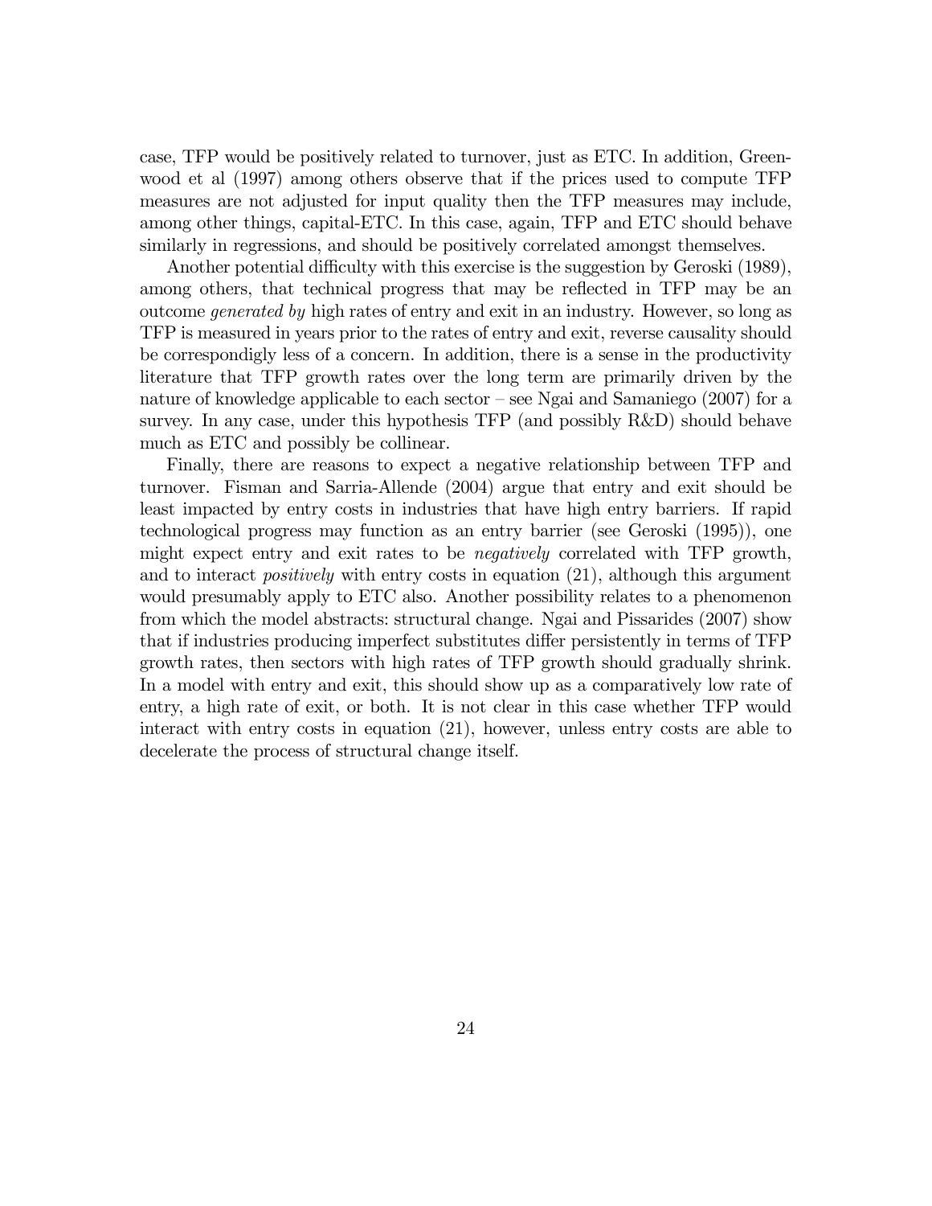case, TFP would be positively related to turnover, just as ETC. In addition, Greenwood et al (1997) among others observe that if the prices used to compute TFP measures are not adjusted for input quality then the TFP measures may include, among other things, capital-ETC. In this case, again, TFP and ETC should behave similarly in regressions, and should be positively correlated amongst themselves.

Another potential difficulty with this exercise is the suggestion by Geroski (1989), among others, that technical progress that may be reflected in TFP may be an outcome *generated by* high rates of entry and exit in an industry. However, so long as TFP is measured in years prior to the rates of entry and exit, reverse causality should be correspondigly less of a concern. In addition, there is a sense in the productivity literature that TFP growth rates over the long term are primarily driven by the nature of knowledge applicable to each sector – see Ngai and Samaniego (2007) for a survey. In any case, under this hypothesis TFP (and possibly R&D) should behave much as ETC and possibly be collinear.

Finally, there are reasons to expect a negative relationship between TFP and turnover. Fisman and Sarria-Allende (2004) argue that entry and exit should be least impacted by entry costs in industries that have high entry barriers. If rapid technological progress may function as an entry barrier (see Geroski (1995)), one might expect entry and exit rates to be *negatively* correlated with TFP growth, and to interact *positively* with entry costs in equation (21), although this argument would presumably apply to ETC also. Another possibility relates to a phenomenon from which the model abstracts: structural change. Ngai and Pissarides (2007) show that if industries producing imperfect substitutes differ persistently in terms of TFP growth rates, then sectors with high rates of TFP growth should gradually shrink. In a model with entry and exit, this should show up as a comparatively low rate of entry, a high rate of exit, or both. It is not clear in this case whether TFP would interact with entry costs in equation (21), however, unless entry costs are able to decelerate the process of structural change itself.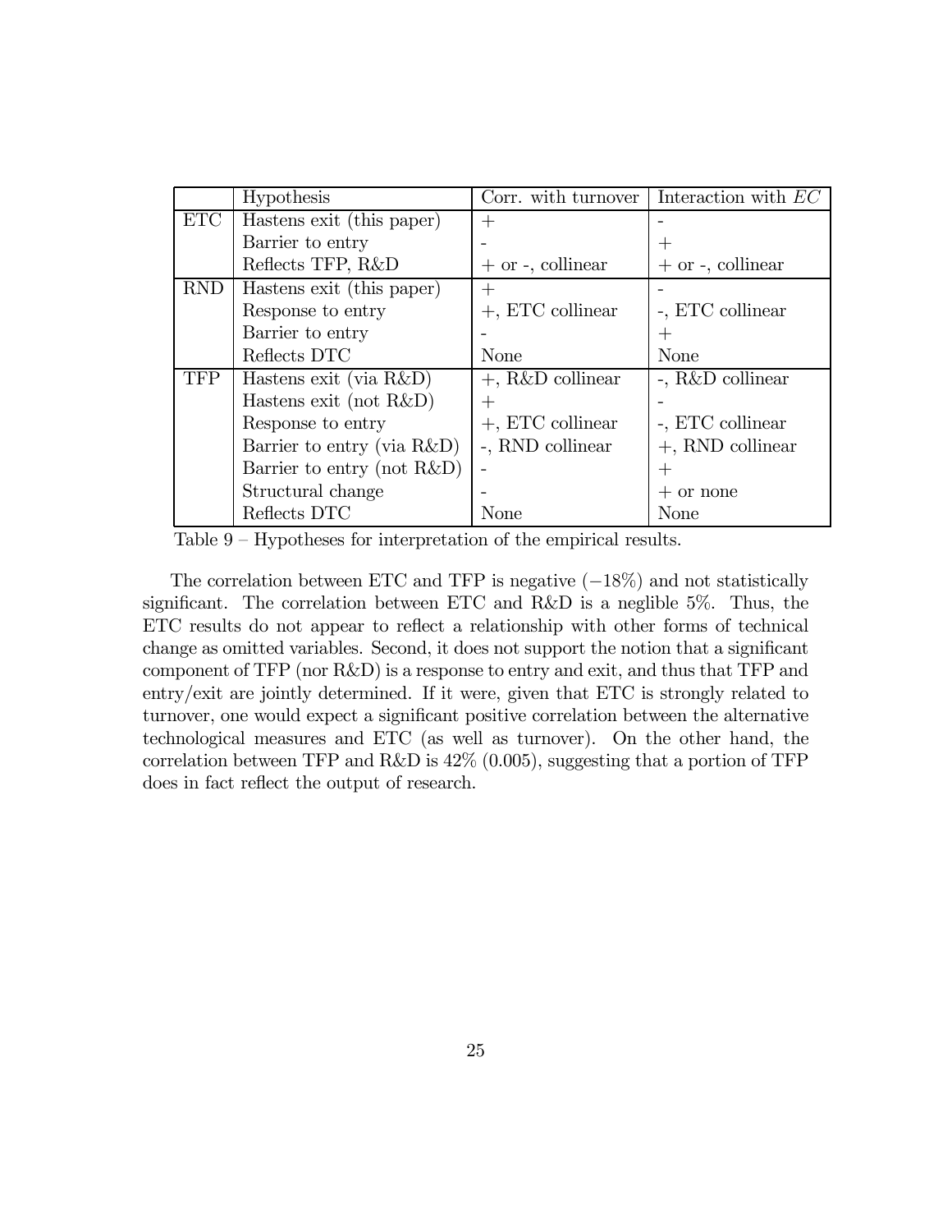|  | Hypothesis | Corr. with turnover | Interaction with $EC$ |
|---|---|---|---|
| ETC | Hastens exit (this paper) | + | - |
|  | Barrier to entry | - | + |
|  | Reflects TFP, R&D | + or -, collinear | + or -, collinear |
| RND | Hastens exit (this paper) | + | - |
|  | Response to entry | +, ETC collinear | -, ETC collinear |
|  | Barrier to entry | - | + |
|  | Reflects DTC | None | None |
| TFP | Hastens exit (via R&D) | +, R&D collinear | -, R&D collinear |
|  | Hastens exit (not R&D) | + | - |
|  | Response to entry | +, ETC collinear | -, ETC collinear |
|  | Barrier to entry (via R&D) | -, RND collinear | +, RND collinear |
|  | Barrier to entry (not R&D) | - | + |
|  | Structural change | - | + or none |
|  | Reflects DTC | None | None |

Table 9 – Hypotheses for interpretation of the empirical results.

The correlation between ETC and TFP is negative ($-18\%$) and not statistically significant. The correlation between ETC and R&D is a neglible 5%. Thus, the ETC results do not appear to reflect a relationship with other forms of technical change as omitted variables. Second, it does not support the notion that a significant component of TFP (nor R&D) is a response to entry and exit, and thus that TFP and entry/exit are jointly determined. If it were, given that ETC is strongly related to turnover, one would expect a significant positive correlation between the alternative technological measures and ETC (as well as turnover). On the other hand, the correlation between TFP and R&D is 42% (0.005), suggesting that a portion of TFP does in fact reflect the output of research.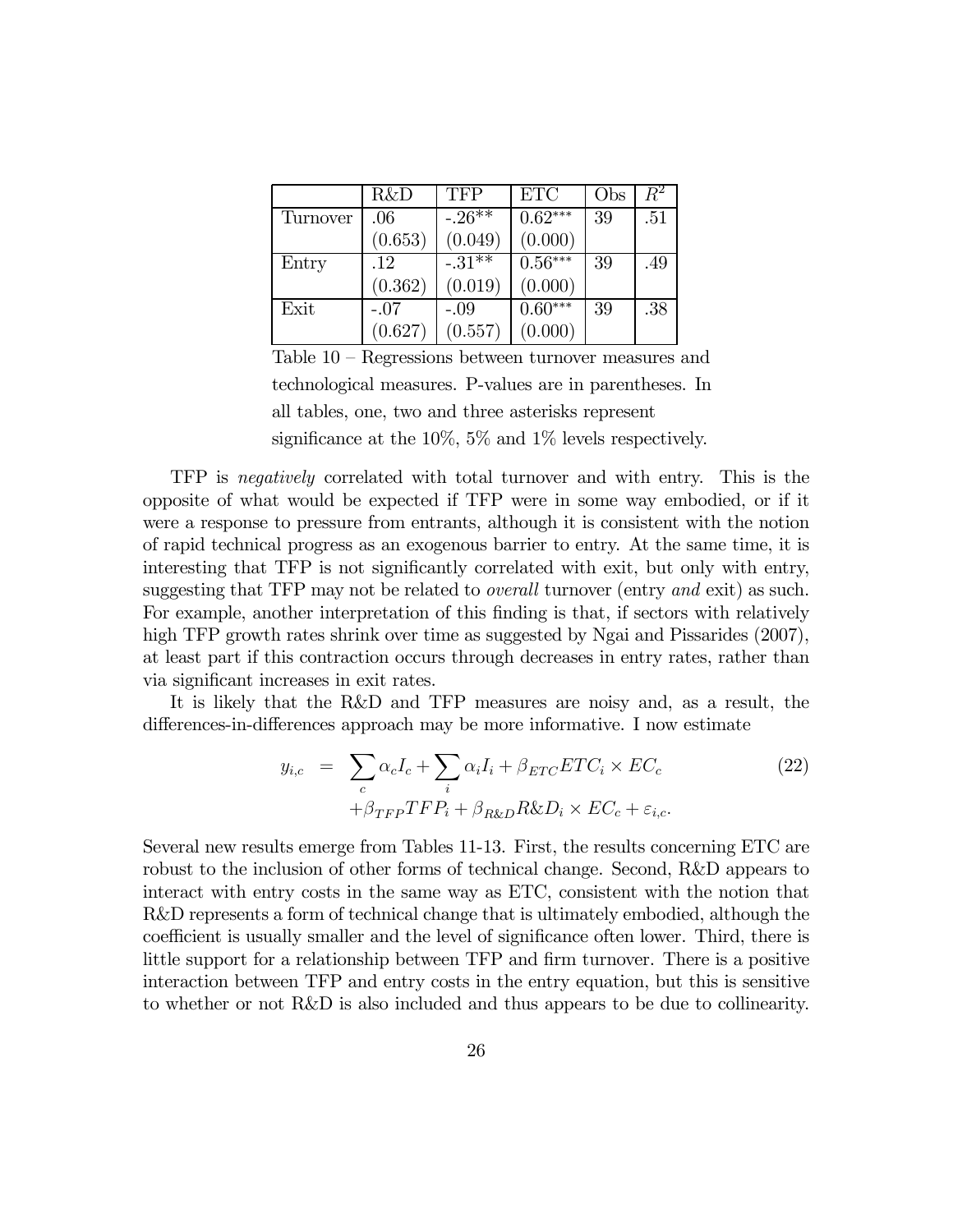| | R&D | TFP | ETC | Obs | $R^2$ |
|---|---|---|---|---|---|
| Turnover | .06 | -.26** | 0.62*** | 39 | .51 |
| | (0.653) | (0.049) | (0.000) | | |
| Entry | .12 | -.31** | 0.56*** | 39 | .49 |
| | (0.362) | (0.019) | (0.000) | | |
| Exit | -.07 | -.09 | 0.60*** | 39 | .38 |
| | (0.627) | (0.557) | (0.000) | | |

Table 10 – Regressions between turnover measures and technological measures. P-values are in parentheses. In all tables, one, two and three asterisks represent significance at the 10%, 5% and 1% levels respectively.

TFP is *negatively* correlated with total turnover and with entry. This is the opposite of what would be expected if TFP were in some way embodied, or if it were a response to pressure from entrants, although it is consistent with the notion of rapid technical progress as an exogenous barrier to entry. At the same time, it is interesting that TFP is not significantly correlated with exit, but only with entry, suggesting that TFP may not be related to *overall* turnover (entry *and* exit) as such. For example, another interpretation of this finding is that, if sectors with relatively high TFP growth rates shrink over time as suggested by Ngai and Pissarides (2007), at least part if this contraction occurs through decreases in entry rates, rather than via significant increases in exit rates.

It is likely that the R&D and TFP measures are noisy and, as a result, the differences-in-differences approach may be more informative. I now estimate

$$
\begin{aligned}
y_{i,c} &= \sum_c \alpha_c I_c + \sum_i \alpha_i I_i + \beta_{ETC} ETC_i \times EC_c \\
&\quad + \beta_{TFP} TFP_i + \beta_{R\&D} R\&D_i \times EC_c + \varepsilon_{i,c}.
\end{aligned} \tag{22}
$$

Several new results emerge from Tables 11-13. First, the results concerning ETC are robust to the inclusion of other forms of technical change. Second, R&D appears to interact with entry costs in the same way as ETC, consistent with the notion that R&D represents a form of technical change that is ultimately embodied, although the coefficient is usually smaller and the level of significance often lower. Third, there is little support for a relationship between TFP and firm turnover. There is a positive interaction between TFP and entry costs in the entry equation, but this is sensitive to whether or not R&D is also included and thus appears to be due to collinearity.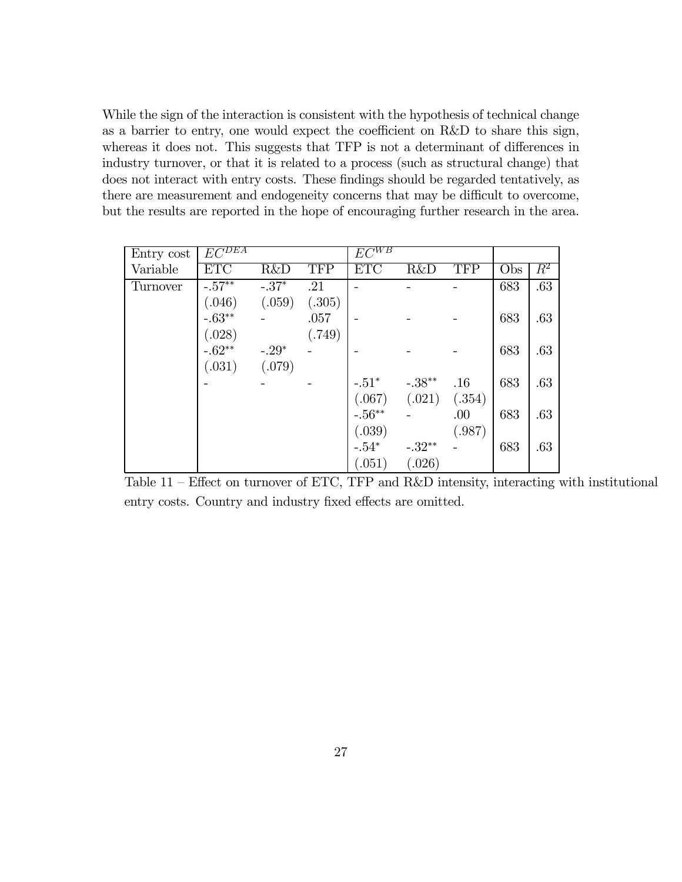While the sign of the interaction is consistent with the hypothesis of technical change as a barrier to entry, one would expect the coefficient on R&D to share this sign, whereas it does not. This suggests that TFP is not a determinant of differences in industry turnover, or that it is related to a process (such as structural change) that does not interact with entry costs. These findings should be regarded tentatively, as there are measurement and endogeneity concerns that may be difficult to overcome, but the results are reported in the hope of encouraging further research in the area.

| Entry cost | $EC^{DEA}$ | | | $EC^{WB}$ | | | | |
|---|---|---|---|---|---|---|---|---|
| Variable | ETC | R&D | TFP | ETC | R&D | TFP | Obs | $R^2$ |
| Turnover | -.57** | -.37* | .21 | - | - | - | 683 | .63 |
| | (.046) | (.059) | (.305) | | | | | |
| | -.63** | - | .057 | - | - | - | 683 | .63 |
| | (.028) | | (.749) | | | | | |
| | -.62** | -.29* | - | - | - | - | 683 | .63 |
| | (.031) | (.079) | | | | | | |
| | - | - | - | -.51* | -.38** | .16 | 683 | .63 |
| | | | | (.067) | (.021) | (.354) | | |
| | | | | -.56** | - | .00 | 683 | .63 |
| | | | | (.039) | | (.987) | | |
| | | | | -.54* | -.32** | - | 683 | .63 |
| | | | | (.051) | (.026) | | | |

Table 11 – Effect on turnover of ETC, TFP and R&D intensity, interacting with institutional entry costs. Country and industry fixed effects are omitted.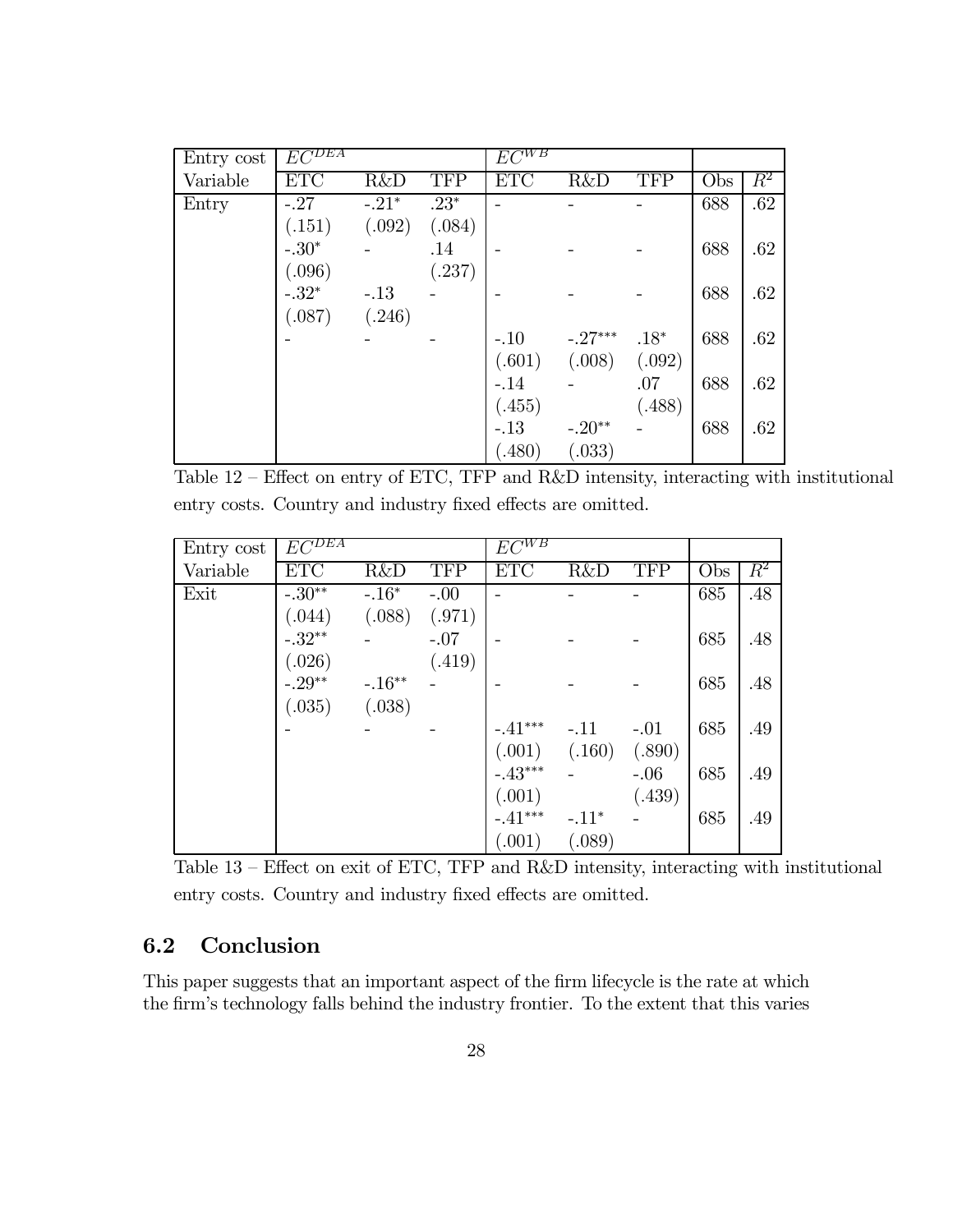| Entry cost | $EC^{DEA}$ | | | $EC^{WB}$ | | | | |
|---|---|---|---|---|---|---|---|---|
| Variable | ETC | R&D | TFP | ETC | R&D | TFP | Obs | $R^2$ |
| Entry | -.27 | -.21* | .23* | - | - | - | 688 | .62 |
| | (.151) | (.092) | (.084) | | | | | |
| | -.30* | - | .14 | - | - | - | 688 | .62 |
| | (.096) | | (.237) | | | | | |
| | -.32* | -.13 | - | - | - | - | 688 | .62 |
| | (.087) | (.246) | | | | | | |
| | - | - | - | -.10 | -.27*** | .18* | 688 | .62 |
| | | | | (.601) | (.008) | (.092) | | |
| | | | | -.14 | - | .07 | 688 | .62 |
| | | | | (.455) | | (.488) | | |
| | | | | -.13 | -.20** | - | 688 | .62 |
| | | | | (.480) | (.033) | | | |

Table 12 – Effect on entry of ETC, TFP and R&D intensity, interacting with institutional entry costs. Country and industry fixed effects are omitted.

| Entry cost | $EC^{DEA}$ | | | $EC^{WB}$ | | | | |
|---|---|---|---|---|---|---|---|---|
| Variable | ETC | R&D | TFP | ETC | R&D | TFP | Obs | $R^2$ |
| Exit | -.30** | -.16* | -.00 | - | - | - | 685 | .48 |
| | (.044) | (.088) | (.971) | | | | | |
| | -.32** | - | -.07 | - | - | - | 685 | .48 |
| | (.026) | | (.419) | | | | | |
| | -.29** | -.16** | - | - | - | - | 685 | .48 |
| | (.035) | (.038) | | | | | | |
| | - | - | - | -.41*** | -.11 | -.01 | 685 | .49 |
| | | | | (.001) | (.160) | (.890) | | |
| | | | | -.43*** | - | -.06 | 685 | .49 |
| | | | | (.001) | | (.439) | | |
| | | | | -.41*** | -.11* | - | 685 | .49 |
| | | | | (.001) | (.089) | | | |

Table 13 – Effect on exit of ETC, TFP and R&D intensity, interacting with institutional entry costs. Country and industry fixed effects are omitted.

## 6.2 Conclusion

This paper suggests that an important aspect of the firm lifecycle is the rate at which the firm's technology falls behind the industry frontier. To the extent that this varies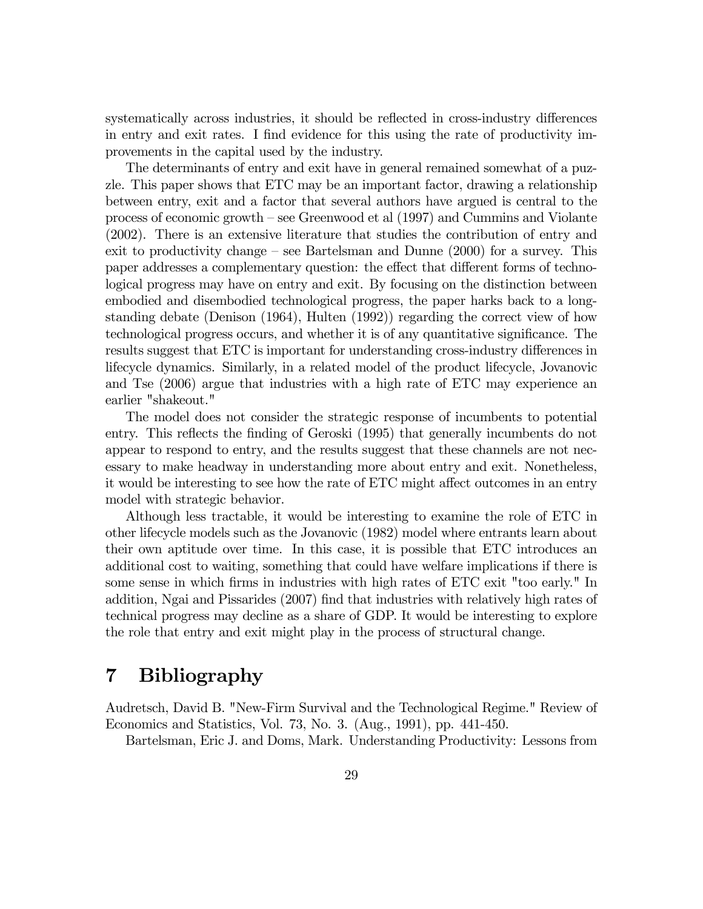systematically across industries, it should be reflected in cross-industry differences in entry and exit rates. I find evidence for this using the rate of productivity improvements in the capital used by the industry.

The determinants of entry and exit have in general remained somewhat of a puzzle. This paper shows that ETC may be an important factor, drawing a relationship between entry, exit and a factor that several authors have argued is central to the process of economic growth – see Greenwood et al (1997) and Cummins and Violante (2002). There is an extensive literature that studies the contribution of entry and exit to productivity change – see Bartelsman and Dunne (2000) for a survey. This paper addresses a complementary question: the effect that different forms of technological progress may have on entry and exit. By focusing on the distinction between embodied and disembodied technological progress, the paper harks back to a longstanding debate (Denison (1964), Hulten (1992)) regarding the correct view of how technological progress occurs, and whether it is of any quantitative significance. The results suggest that ETC is important for understanding cross-industry differences in lifecycle dynamics. Similarly, in a related model of the product lifecycle, Jovanovic and Tse (2006) argue that industries with a high rate of ETC may experience an earlier "shakeout."

The model does not consider the strategic response of incumbents to potential entry. This reflects the finding of Geroski (1995) that generally incumbents do not appear to respond to entry, and the results suggest that these channels are not necessary to make headway in understanding more about entry and exit. Nonetheless, it would be interesting to see how the rate of ETC might affect outcomes in an entry model with strategic behavior.

Although less tractable, it would be interesting to examine the role of ETC in other lifecycle models such as the Jovanovic (1982) model where entrants learn about their own aptitude over time. In this case, it is possible that ETC introduces an additional cost to waiting, something that could have welfare implications if there is some sense in which firms in industries with high rates of ETC exit "too early." In addition, Ngai and Pissarides (2007) find that industries with relatively high rates of technical progress may decline as a share of GDP. It would be interesting to explore the role that entry and exit might play in the process of structural change.

# 7 Bibliography

Audretsch, David B. "New-Firm Survival and the Technological Regime." Review of Economics and Statistics, Vol. 73, No. 3. (Aug., 1991), pp. 441-450.

Bartelsman, Eric J. and Doms, Mark. Understanding Productivity: Lessons from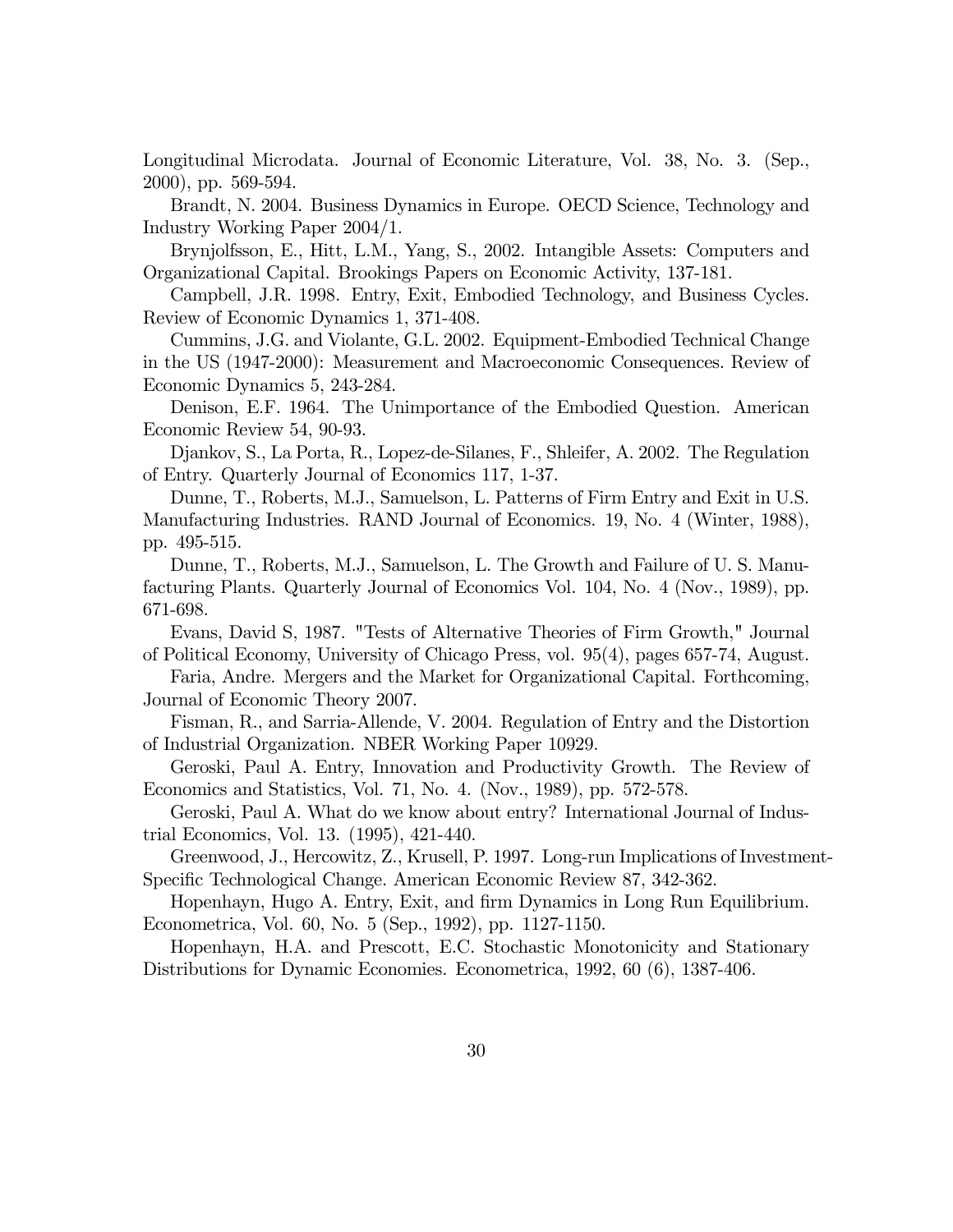Longitudinal Microdata. Journal of Economic Literature, Vol. 38, No. 3. (Sep., 2000), pp. 569-594.

Brandt, N. 2004. Business Dynamics in Europe. OECD Science, Technology and Industry Working Paper 2004/1.

Brynjolfsson, E., Hitt, L.M., Yang, S., 2002. Intangible Assets: Computers and Organizational Capital. Brookings Papers on Economic Activity, 137-181.

Campbell, J.R. 1998. Entry, Exit, Embodied Technology, and Business Cycles. Review of Economic Dynamics 1, 371-408.

Cummins, J.G. and Violante, G.L. 2002. Equipment-Embodied Technical Change in the US (1947-2000): Measurement and Macroeconomic Consequences. Review of Economic Dynamics 5, 243-284.

Denison, E.F. 1964. The Unimportance of the Embodied Question. American Economic Review 54, 90-93.

Djankov, S., La Porta, R., Lopez-de-Silanes, F., Shleifer, A. 2002. The Regulation of Entry. Quarterly Journal of Economics 117, 1-37.

Dunne, T., Roberts, M.J., Samuelson, L. Patterns of Firm Entry and Exit in U.S. Manufacturing Industries. RAND Journal of Economics. 19, No. 4 (Winter, 1988), pp. 495-515.

Dunne, T., Roberts, M.J., Samuelson, L. The Growth and Failure of U. S. Manufacturing Plants. Quarterly Journal of Economics Vol. 104, No. 4 (Nov., 1989), pp. 671-698.

Evans, David S, 1987. "Tests of Alternative Theories of Firm Growth," Journal of Political Economy, University of Chicago Press, vol. 95(4), pages 657-74, August.

Faria, Andre. Mergers and the Market for Organizational Capital. Forthcoming, Journal of Economic Theory 2007.

Fisman, R., and Sarria-Allende, V. 2004. Regulation of Entry and the Distortion of Industrial Organization. NBER Working Paper 10929.

Geroski, Paul A. Entry, Innovation and Productivity Growth. The Review of Economics and Statistics, Vol. 71, No. 4. (Nov., 1989), pp. 572-578.

Geroski, Paul A. What do we know about entry? International Journal of Industrial Economics, Vol. 13. (1995), 421-440.

Greenwood, J., Hercowitz, Z., Krusell, P. 1997. Long-run Implications of Investment-Specific Technological Change. American Economic Review 87, 342-362.

Hopenhayn, Hugo A. Entry, Exit, and firm Dynamics in Long Run Equilibrium. Econometrica, Vol. 60, No. 5 (Sep., 1992), pp. 1127-1150.

Hopenhayn, H.A. and Prescott, E.C. Stochastic Monotonicity and Stationary Distributions for Dynamic Economies. Econometrica, 1992, 60 (6), 1387-406.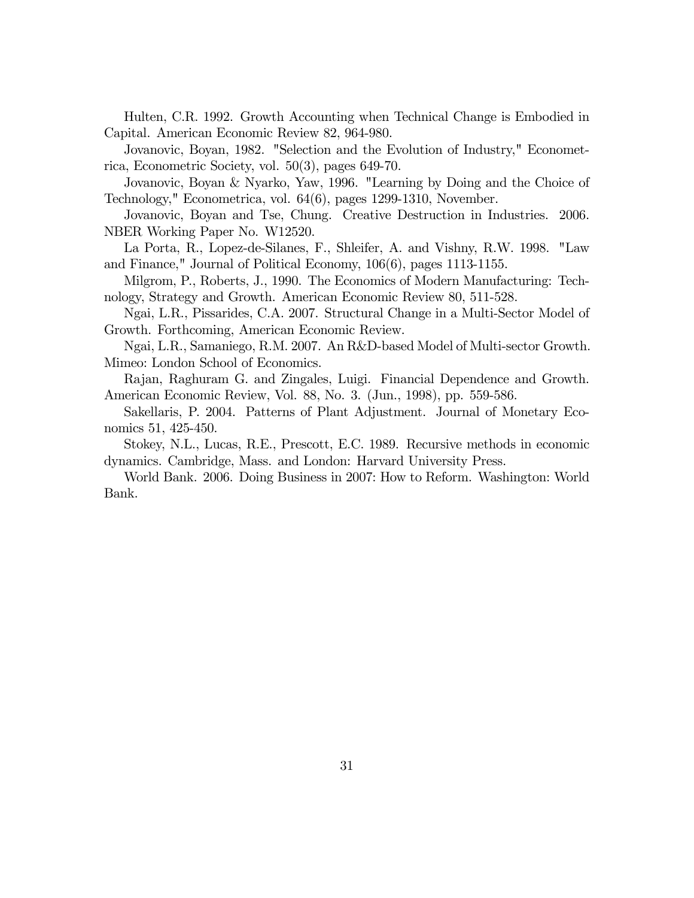Hulten, C.R. 1992. Growth Accounting when Technical Change is Embodied in Capital. American Economic Review 82, 964-980.

Jovanovic, Boyan, 1982. "Selection and the Evolution of Industry," Econometrica, Econometric Society, vol. 50(3), pages 649-70.

Jovanovic, Boyan & Nyarko, Yaw, 1996. "Learning by Doing and the Choice of Technology," Econometrica, vol. 64(6), pages 1299-1310, November.

Jovanovic, Boyan and Tse, Chung. Creative Destruction in Industries. 2006. NBER Working Paper No. W12520.

La Porta, R., Lopez-de-Silanes, F., Shleifer, A. and Vishny, R.W. 1998. "Law and Finance," Journal of Political Economy, 106(6), pages 1113-1155.

Milgrom, P., Roberts, J., 1990. The Economics of Modern Manufacturing: Technology, Strategy and Growth. American Economic Review 80, 511-528.

Ngai, L.R., Pissarides, C.A. 2007. Structural Change in a Multi-Sector Model of Growth. Forthcoming, American Economic Review.

Ngai, L.R., Samaniego, R.M. 2007. An R&D-based Model of Multi-sector Growth. Mimeo: London School of Economics.

Rajan, Raghuram G. and Zingales, Luigi. Financial Dependence and Growth. American Economic Review, Vol. 88, No. 3. (Jun., 1998), pp. 559-586.

Sakellaris, P. 2004. Patterns of Plant Adjustment. Journal of Monetary Economics 51, 425-450.

Stokey, N.L., Lucas, R.E., Prescott, E.C. 1989. Recursive methods in economic dynamics. Cambridge, Mass. and London: Harvard University Press.

World Bank. 2006. Doing Business in 2007: How to Reform. Washington: World Bank.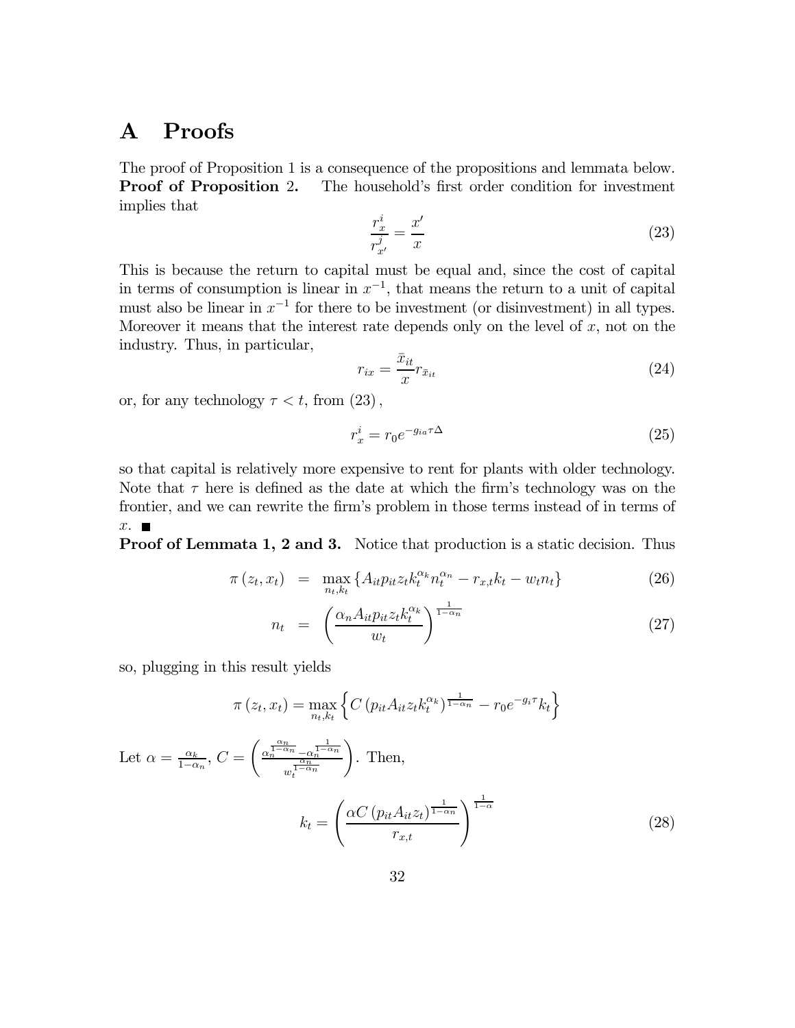# A Proofs

The proof of Proposition 1 is a consequence of the propositions and lemmata below.

**Proof of Proposition** 2. The household's first order condition for investment implies that

$$\frac{r_x^i}{r_{x'}^j} = \frac{x'}{x} \tag{23}$$

This is because the return to capital must be equal and, since the cost of capital in terms of consumption is linear in $x^{-1}$, that means the return to a unit of capital must also be linear in $x^{-1}$ for there to be investment (or disinvestment) in all types. Moreover it means that the interest rate depends only on the level of $x$, not on the industry. Thus, in particular,

$$r_{ix} = \frac{\bar{x}_{it}}{x} r_{\bar{x}_{it}} \tag{24}$$

or, for any technology $\tau < t$, from (23),

$$r_x^i = r_0 e^{-g_{ia}\tau\Delta} \tag{25}$$

so that capital is relatively more expensive to rent for plants with older technology. Note that $\tau$ here is defined as the date at which the firm's technology was on the frontier, and we can rewrite the firm's problem in those terms instead of in terms of $x$. ■

**Proof of Lemmata 1, 2 and 3.** Notice that production is a static decision. Thus

$$\pi(z_t, x_t) = \max_{n_t, k_t} \{A_{it} p_{it} z_t k_t^{\alpha_k} n_t^{\alpha_n} - r_{x,t} k_t - w_t n_t\} \tag{26}$$

$$n_t = \left( \frac{\alpha_n A_{it} p_{it} z_t k_t^{\alpha_k}}{w_t} \right)^{\frac{1}{1-\alpha_n}} \tag{27}$$

so, plugging in this result yields

$$\pi(z_t, x_t) = \max_{n_t, k_t} \left\{ C \left( p_{it} A_{it} z_t k_t^{\alpha_k} \right)^{\frac{1}{1-\alpha_n}} - r_0 e^{-g_i \tau} k_t \right\}$$

Let $\alpha = \frac{\alpha_k}{1-\alpha_n}$, $C = \left( \frac{\alpha_n^{\frac{\alpha_n}{1-\alpha_n}} - \alpha_n^{\frac{1}{1-\alpha_n}}}{w_t^{\frac{\alpha_n}{1-\alpha_n}}} \right)$. Then,

$$k_t = \left( \frac{\alpha C \left( p_{it} A_{it} z_t \right)^{\frac{1}{1-\alpha_n}}}{r_{x,t}} \right)^{\frac{1}{1-\alpha}} \tag{28}$$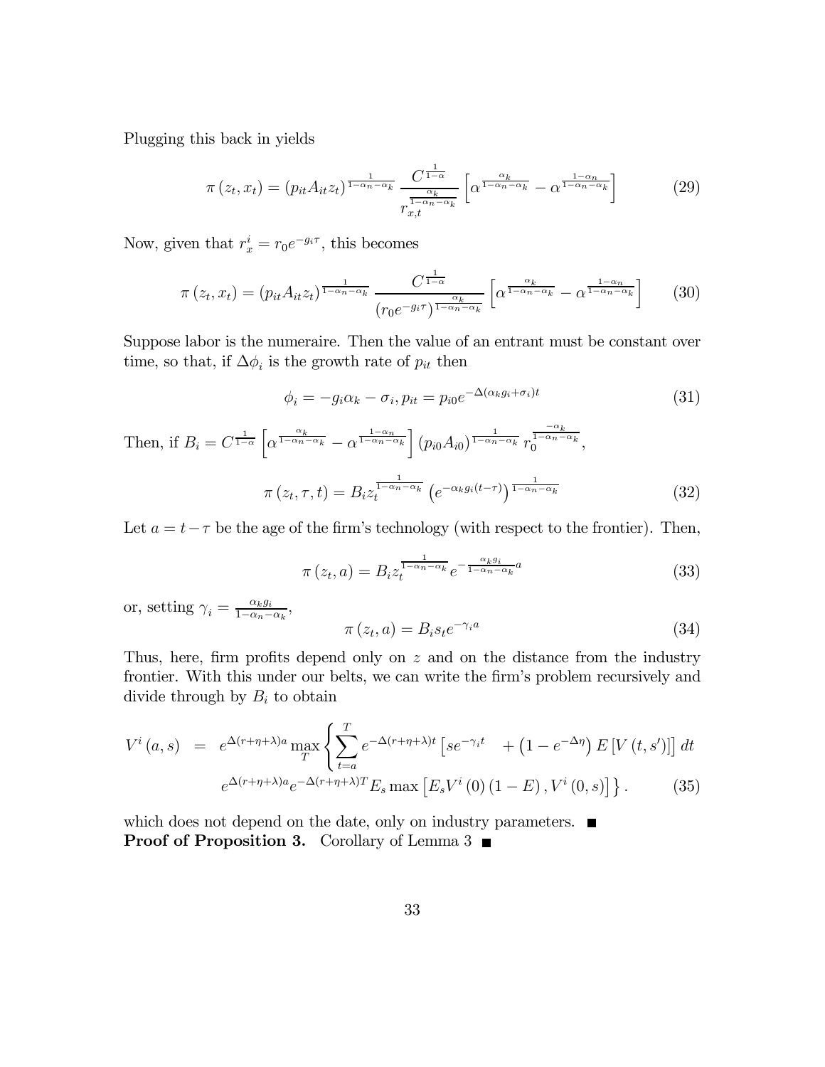Plugging this back in yields

$$\pi\left(z_t, x_t\right) = \left(p_{it} A_{it} z_t\right)^{\frac{1}{1-\alpha_n-\alpha_k}} \frac{C^{\frac{1}{1-\alpha}}}{r_{x,t}^{\frac{\alpha_k}{1-\alpha_n-\alpha_k}}} \left[\alpha^{\frac{\alpha_k}{1-\alpha_n-\alpha_k}} - \alpha^{\frac{1-\alpha_n}{1-\alpha_n-\alpha_k}}\right] \tag{29}$$

Now, given that $r_x^i = r_0 e^{-g_i \tau}$, this becomes

$$\pi\left(z_t, x_t\right) = \left(p_{it} A_{it} z_t\right)^{\frac{1}{1-\alpha_n-\alpha_k}} \frac{C^{\frac{1}{1-\alpha}}}{\left(r_0 e^{-g_i \tau}\right)^{\frac{\alpha_k}{1-\alpha_n-\alpha_k}}} \left[\alpha^{\frac{\alpha_k}{1-\alpha_n-\alpha_k}} - \alpha^{\frac{1-\alpha_n}{1-\alpha_n-\alpha_k}}\right] \tag{30}$$

Suppose labor is the numeraire. Then the value of an entrant must be constant over time, so that, if $\Delta\phi_i$ is the growth rate of $p_{it}$ then

$$\phi_i = -g_i \alpha_k - \sigma_i, p_{it} = p_{i0} e^{-\Delta(\alpha_k g_i + \sigma_i) t} \tag{31}$$

Then, if $B_i = C^{\frac{1}{1-\alpha}} \left[\alpha^{\frac{\alpha_k}{1-\alpha_n-\alpha_k}} - \alpha^{\frac{1-\alpha_n}{1-\alpha_n-\alpha_k}}\right] \left(p_{i0} A_{i0}\right)^{\frac{1}{1-\alpha_n-\alpha_k}} r_0^{\frac{-\alpha_k}{1-\alpha_n-\alpha_k}}$,

$$\pi\left(z_t, \tau, t\right) = B_i z_t^{\frac{1}{1-\alpha_n-\alpha_k}} \left(e^{-\alpha_k g_i (t-\tau)}\right)^{\frac{1}{1-\alpha_n-\alpha_k}} \tag{32}$$

Let $a = t - \tau$ be the age of the firm's technology (with respect to the frontier). Then,

$$\pi\left(z_t, a\right) = B_i z_t^{\frac{1}{1-\alpha_n-\alpha_k}} e^{-\frac{\alpha_k g_i}{1-\alpha_n-\alpha_k} a} \tag{33}$$

or, setting $\gamma_i = \frac{\alpha_k g_i}{1-\alpha_n-\alpha_k}$,

$$\pi\left(z_t, a\right) = B_i s_t e^{-\gamma_i a} \tag{34}$$

Thus, here, firm profits depend only on $z$ and on the distance from the industry frontier. With this under our belts, we can write the firm's problem recursively and divide through by $B_i$ to obtain

$$\begin{aligned} V^i(a, s) \;=\; & e^{\Delta(r+\eta+\lambda)a} \max_T \left\{ \sum_{t=a}^{T} e^{-\Delta(r+\eta+\lambda)t} \left[s e^{-\gamma_i t} \quad + \left(1 - e^{-\Delta\eta}\right) E\left[V\left(t, s'\right)\right]\right] dt \right. \\ & \left. e^{\Delta(r+\eta+\lambda)a} e^{-\Delta(r+\eta+\lambda)T} E_s \max\left[E_s V^i(0)(1-E), V^i(0, s)\right] \right\}. \end{aligned} \tag{35}$$

which does not depend on the date, only on industry parameters. ■

**Proof of Proposition 3.** Corollary of Lemma 3 ■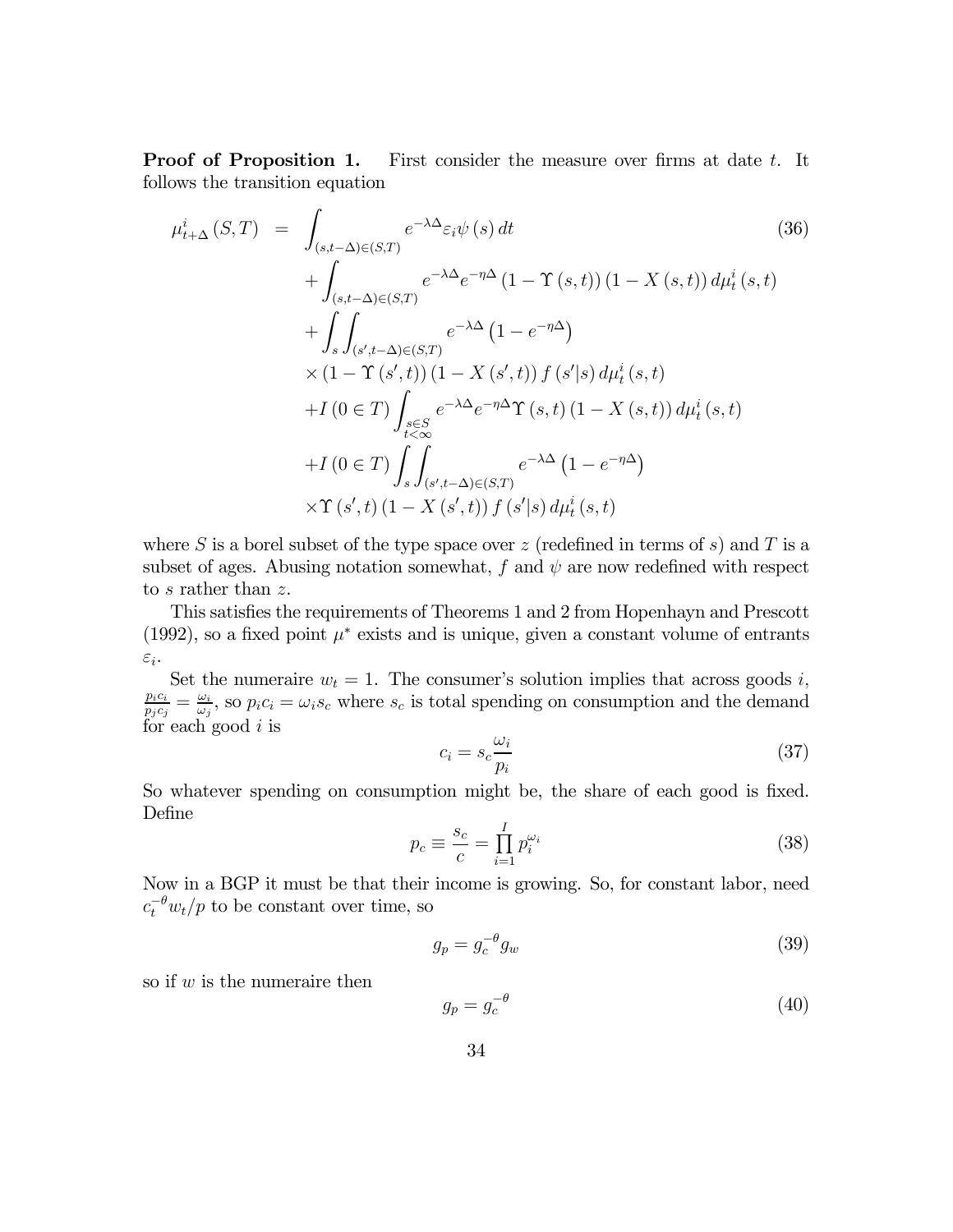**Proof of Proposition 1.** First consider the measure over firms at date $t$. It follows the transition equation

$$
\begin{aligned}
\mu_{t+\Delta}^{i}(S,T) &= \int_{(s,t-\Delta)\in(S,T)} e^{-\lambda\Delta}\varepsilon_i \psi(s)\,dt \\
&+ \int_{(s,t-\Delta)\in(S,T)} e^{-\lambda\Delta} e^{-\eta\Delta}\left(1-\Upsilon(s,t)\right)\left(1-X(s,t)\right) d\mu_t^i(s,t) \\
&+ \int_s \int_{(s',t-\Delta)\in(S,T)} e^{-\lambda\Delta}\left(1-e^{-\eta\Delta}\right) \\
&\times \left(1-\Upsilon(s',t)\right)\left(1-X(s',t)\right) f(s'|s)\, d\mu_t^i(s,t) \\
&+ I(0\in T) \int_{\substack{s\in S \\ t<\infty}} e^{-\lambda\Delta} e^{-\eta\Delta}\Upsilon(s,t)\left(1-X(s,t)\right) d\mu_t^i(s,t) \\
&+ I(0\in T) \int_s \int_{(s',t-\Delta)\in(S,T)} e^{-\lambda\Delta}\left(1-e^{-\eta\Delta}\right) \\
&\times \Upsilon(s',t)\left(1-X(s',t)\right) f(s'|s)\, d\mu_t^i(s,t)
\end{aligned}
\tag{36}
$$

where $S$ is a borel subset of the type space over $z$ (redefined in terms of $s$) and $T$ is a subset of ages. Abusing notation somewhat, $f$ and $\psi$ are now redefined with respect to $s$ rather than $z$.

This satisfies the requirements of Theorems 1 and 2 from Hopenhayn and Prescott (1992), so a fixed point $\mu^*$ exists and is unique, given a constant volume of entrants $\varepsilon_i$.

Set the numeraire $w_t = 1$. The consumer's solution implies that across goods $i$, $\frac{p_i c_i}{p_j c_j} = \frac{\omega_i}{\omega_j}$, so $p_i c_i = \omega_i s_c$ where $s_c$ is total spending on consumption and the demand for each good $i$ is

$$
c_i = s_c \frac{\omega_i}{p_i} \tag{37}
$$

So whatever spending on consumption might be, the share of each good is fixed. Define

$$
p_c \equiv \frac{s_c}{c} = \prod_{i=1}^{I} p_i^{\omega_i} \tag{38}
$$

Now in a BGP it must be that their income is growing. So, for constant labor, need $c_t^{-\theta} w_t / p$ to be constant over time, so

$$
g_p = g_c^{-\theta} g_w \tag{39}
$$

so if $w$ is the numeraire then

$$
g_p = g_c^{-\theta} \tag{40}
$$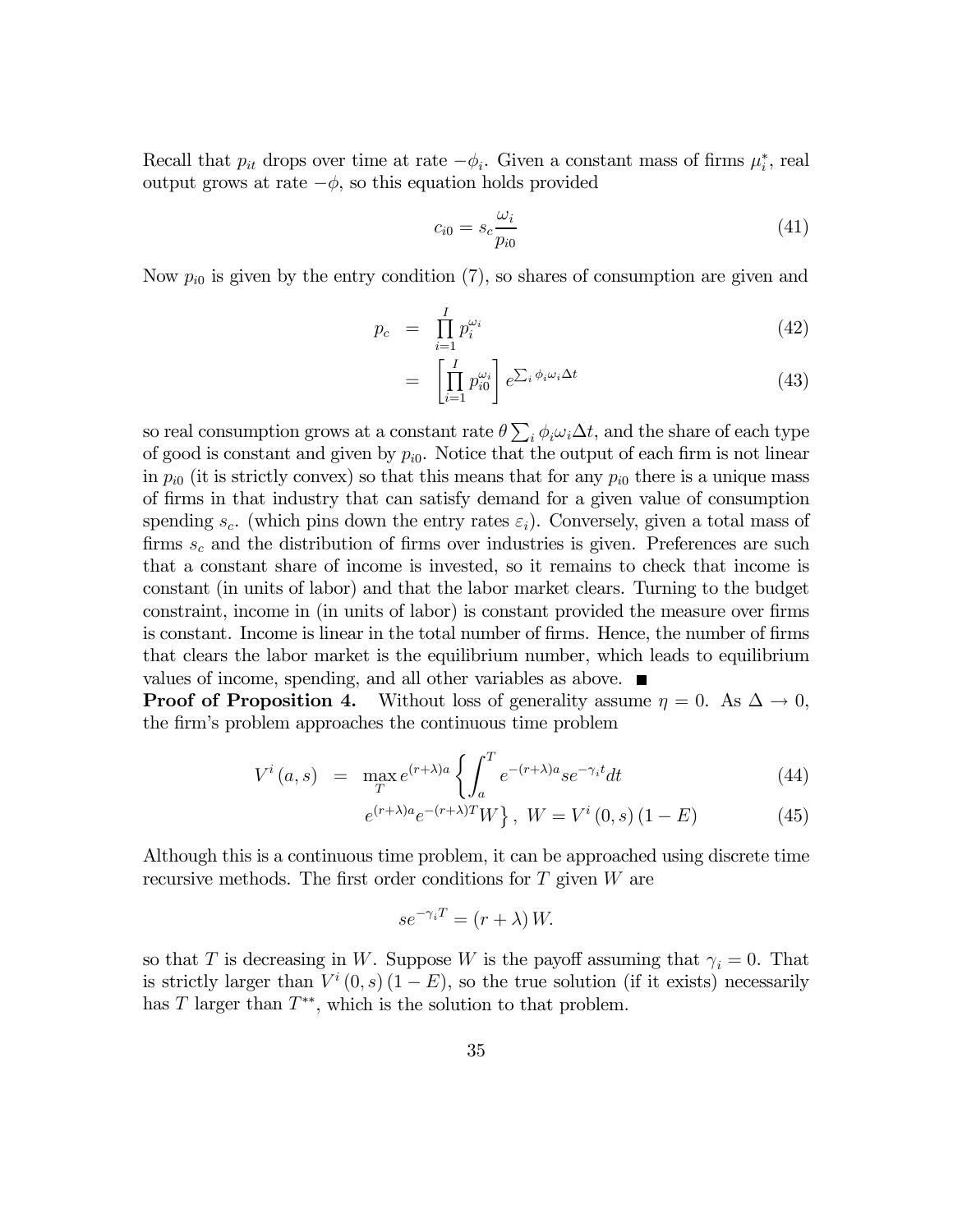Recall that $p_{it}$ drops over time at rate $-\phi_i$. Given a constant mass of firms $\mu_i^*$, real output grows at rate $-\phi$, so this equation holds provided

$$c_{i0} = s_c \frac{\omega_i}{p_{i0}} \tag{41}$$

Now $p_{i0}$ is given by the entry condition (7), so shares of consumption are given and

$$\begin{aligned} p_c &= \prod_{i=1}^{I} p_i^{\omega_i} &(42)\\ &= \left[\prod_{i=1}^{I} p_{i0}^{\omega_i}\right] e^{\sum_i \phi_i \omega_i \Delta t} &(43) \end{aligned}$$

so real consumption grows at a constant rate $\theta \sum_i \phi_i \omega_i \Delta t$, and the share of each type of good is constant and given by $p_{i0}$. Notice that the output of each firm is not linear in $p_{i0}$ (it is strictly convex) so that this means that for any $p_{i0}$ there is a unique mass of firms in that industry that can satisfy demand for a given value of consumption spending $s_c$. (which pins down the entry rates $\varepsilon_i$). Conversely, given a total mass of firms $s_c$ and the distribution of firms over industries is given. Preferences are such that a constant share of income is invested, so it remains to check that income is constant (in units of labor) and that the labor market clears. Turning to the budget constraint, income in (in units of labor) is constant provided the measure over firms is constant. Income is linear in the total number of firms. Hence, the number of firms that clears the labor market is the equilibrium number, which leads to equilibrium values of income, spending, and all other variables as above. ■

**Proof of Proposition 4.** Without loss of generality assume $\eta = 0$. As $\Delta \to 0$, the firm's problem approaches the continuous time problem

$$\begin{aligned} V^i(a,s) &= \max_T e^{(r+\lambda)a} \left\{ \int_a^T e^{-(r+\lambda)a} s e^{-\gamma_i t} dt \right. &(44)\\ &\qquad \left. e^{(r+\lambda)a} e^{-(r+\lambda)T} W \right\},\ W = V^i(0,s)(1-E) &(45) \end{aligned}$$

Although this is a continuous time problem, it can be approached using discrete time recursive methods. The first order conditions for $T$ given $W$ are

$$s e^{-\gamma_i T} = (r+\lambda) W.$$

so that $T$ is decreasing in $W$. Suppose $W$ is the payoff assuming that $\gamma_i = 0$. That is strictly larger than $V^i(0,s)(1-E)$, so the true solution (if it exists) necessarily has $T$ larger than $T^{**}$, which is the solution to that problem.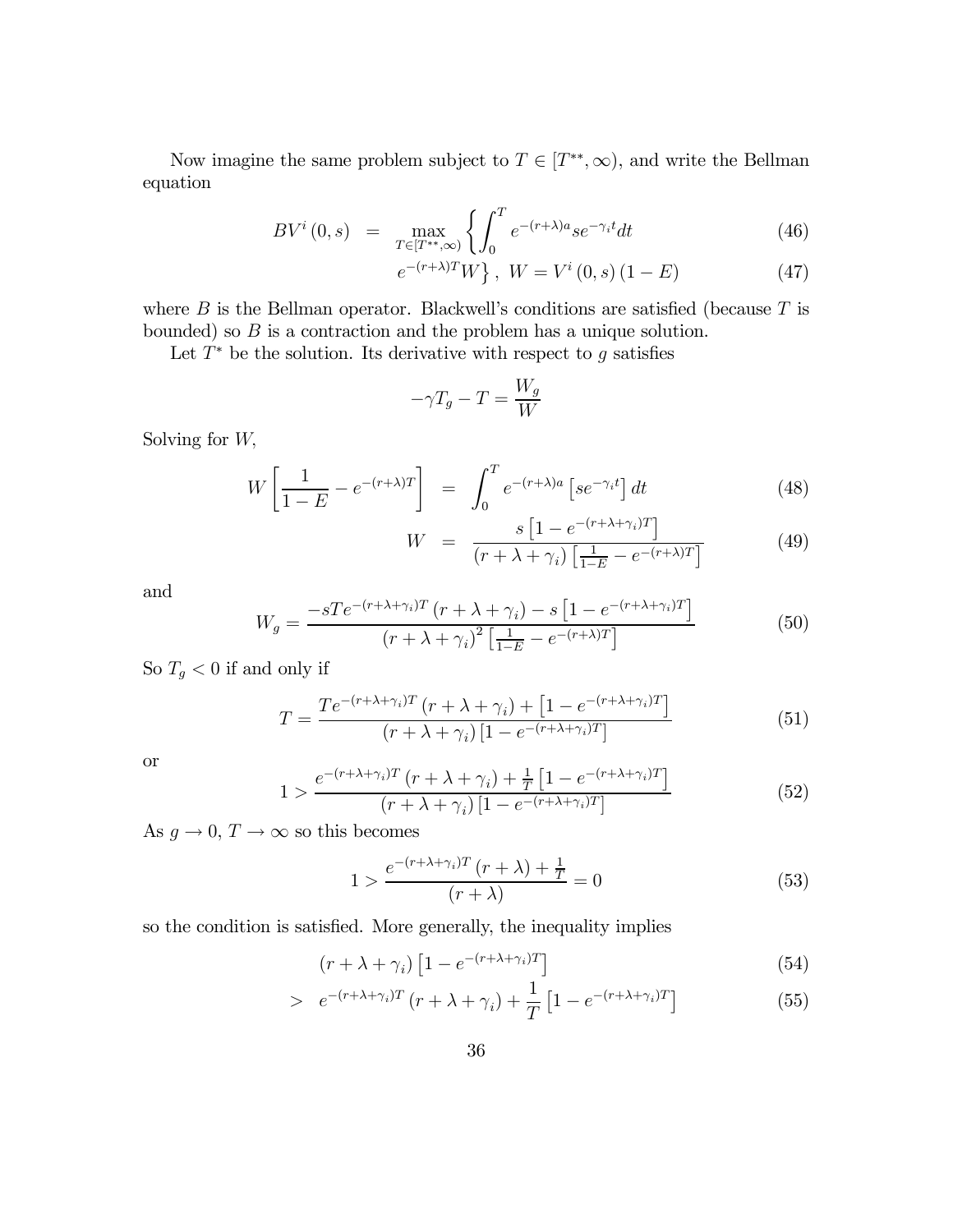Now imagine the same problem subject to $T \in [T^{**}, \infty)$, and write the Bellman equation

$$
\begin{aligned}
BV^i(0,s) &= \max_{T \in [T^{**},\infty)} \left\{ \int_0^T e^{-(r+\lambda)a} s e^{-\gamma_i t} dt \right. && (46)\\
&\quad \left. e^{-(r+\lambda)T} W \right\},\ W = V^i(0,s)(1-E) && (47)
\end{aligned}
$$

where $B$ is the Bellman operator. Blackwell's conditions are satisfied (because $T$ is bounded) so $B$ is a contraction and the problem has a unique solution.

Let $T^*$ be the solution. Its derivative with respect to $g$ satisfies

$$
-\gamma T_g - T = \frac{W_g}{W}
$$

Solving for $W$,

$$
\begin{aligned}
W\left[\frac{1}{1-E} - e^{-(r+\lambda)T}\right] &= \int_0^T e^{-(r+\lambda)a}\left[se^{-\gamma_i t}\right] dt && (48)\\
W &= \frac{s\left[1-e^{-(r+\lambda+\gamma_i)T}\right]}{(r+\lambda+\gamma_i)\left[\frac{1}{1-E} - e^{-(r+\lambda)T}\right]} && (49)
\end{aligned}
$$

and

$$
W_g = \frac{-sTe^{-(r+\lambda+\gamma_i)T}(r+\lambda+\gamma_i) - s\left[1-e^{-(r+\lambda+\gamma_i)T}\right]}{(r+\lambda+\gamma_i)^2\left[\frac{1}{1-E} - e^{-(r+\lambda)T}\right]} \tag{50}
$$

So $T_g < 0$ if and only if

$$
T = \frac{Te^{-(r+\lambda+\gamma_i)T}(r+\lambda+\gamma_i) + \left[1-e^{-(r+\lambda+\gamma_i)T}\right]}{(r+\lambda+\gamma_i)\left[1-e^{-(r+\lambda+\gamma_i)T}\right]} \tag{51}
$$

or

$$
1 > \frac{e^{-(r+\lambda+\gamma_i)T}(r+\lambda+\gamma_i) + \frac{1}{T}\left[1-e^{-(r+\lambda+\gamma_i)T}\right]}{(r+\lambda+\gamma_i)\left[1-e^{-(r+\lambda+\gamma_i)T}\right]} \tag{52}
$$

As $g \to 0$, $T \to \infty$ so this becomes

$$
1 > \frac{e^{-(r+\lambda+\gamma_i)T}(r+\lambda) + \frac{1}{T}}{(r+\lambda)} = 0 \tag{53}
$$

so the condition is satisfied. More generally, the inequality implies

$$
\begin{aligned}
&(r+\lambda+\gamma_i)\left[1-e^{-(r+\lambda+\gamma_i)T}\right] && (54)\\
>\ & e^{-(r+\lambda+\gamma_i)T}(r+\lambda+\gamma_i) + \frac{1}{T}\left[1-e^{-(r+\lambda+\gamma_i)T}\right] && (55)
\end{aligned}
$$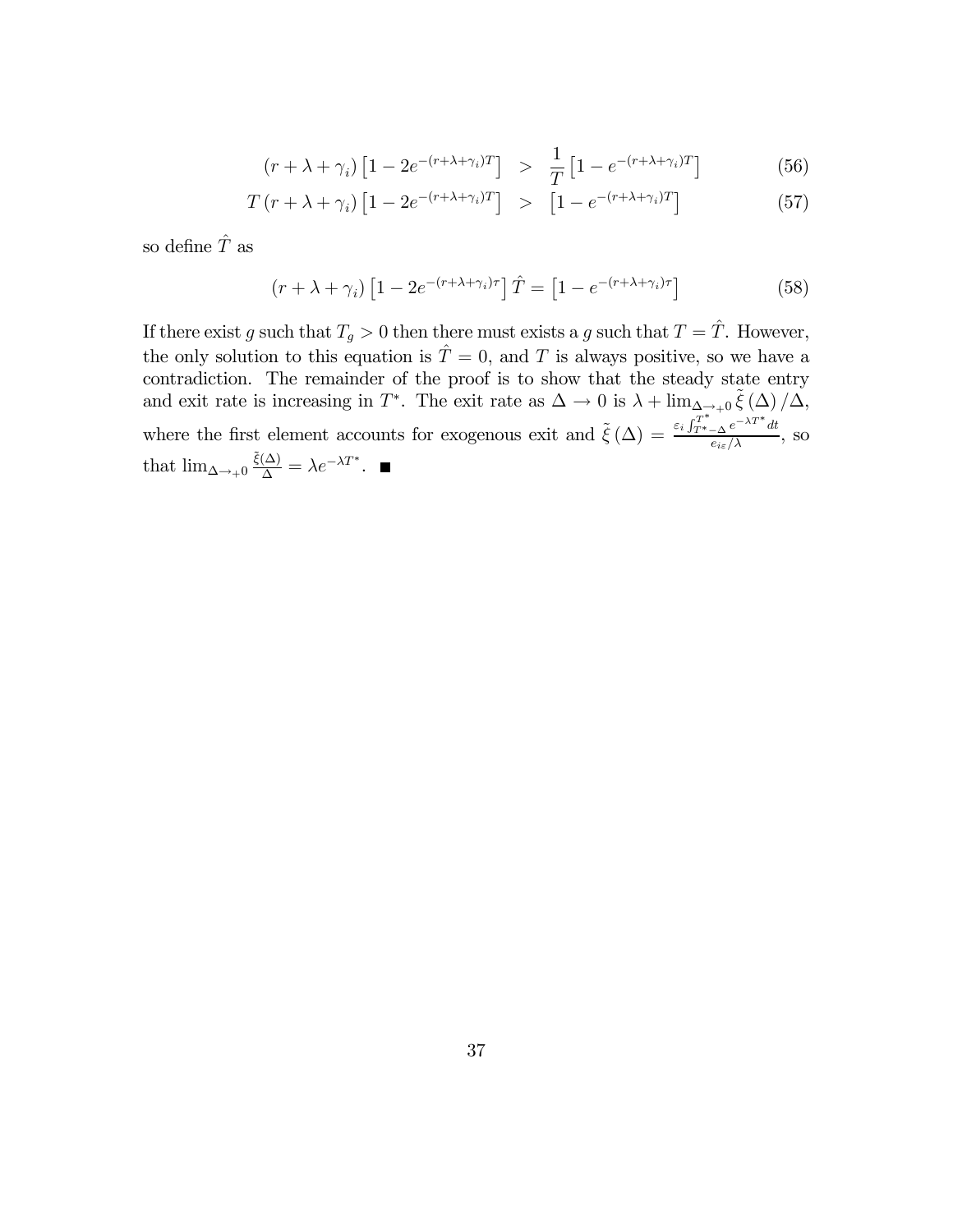$$(r + \lambda + \gamma_i)\left[1 - 2e^{-(r+\lambda+\gamma_i)T}\right] > \frac{1}{T}\left[1 - e^{-(r+\lambda+\gamma_i)T}\right] \tag{56}$$

$$T\,(r + \lambda + \gamma_i)\left[1 - 2e^{-(r+\lambda+\gamma_i)T}\right] > \left[1 - e^{-(r+\lambda+\gamma_i)T}\right] \tag{57}$$

so define $\hat{T}$ as

$$(r + \lambda + \gamma_i)\left[1 - 2e^{-(r+\lambda+\gamma_i)\tau}\right]\hat{T} = \left[1 - e^{-(r+\lambda+\gamma_i)\tau}\right] \tag{58}$$

If there exist $g$ such that $T_g > 0$ then there must exists a $g$ such that $T = \hat{T}$. However, the only solution to this equation is $\hat{T} = 0$, and $T$ is always positive, so we have a contradiction. The remainder of the proof is to show that the steady state entry and exit rate is increasing in $T^*$. The exit rate as $\Delta \to 0$ is $\lambda + \lim_{\Delta \to +0} \tilde{\xi}(\Delta)/\Delta$, where the first element accounts for exogenous exit and $\tilde{\xi}(\Delta) = \frac{\varepsilon_i \int_{T^*-\Delta}^{T^*} e^{-\lambda T^*} dt}{e_{i\varepsilon}/\lambda}$, so that $\lim_{\Delta \to +0} \frac{\tilde{\xi}(\Delta)}{\Delta} = \lambda e^{-\lambda T^*}$. ■